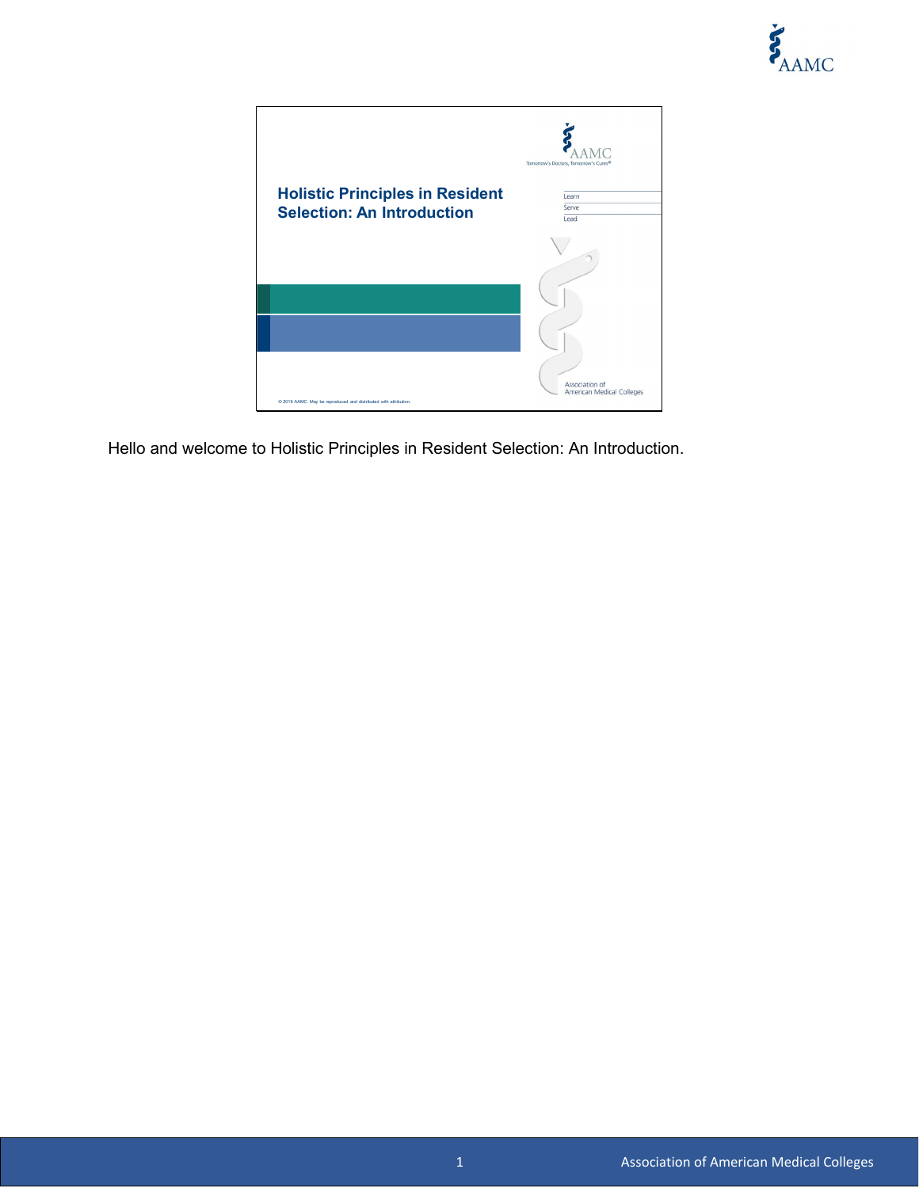# Holistic Principles in Resident Selection: An Introduction

© 2019 AAMC. May be reproduced and distributed with attribution.

Hello and welcome to Holistic Principles in Resident Selection: An Introduction.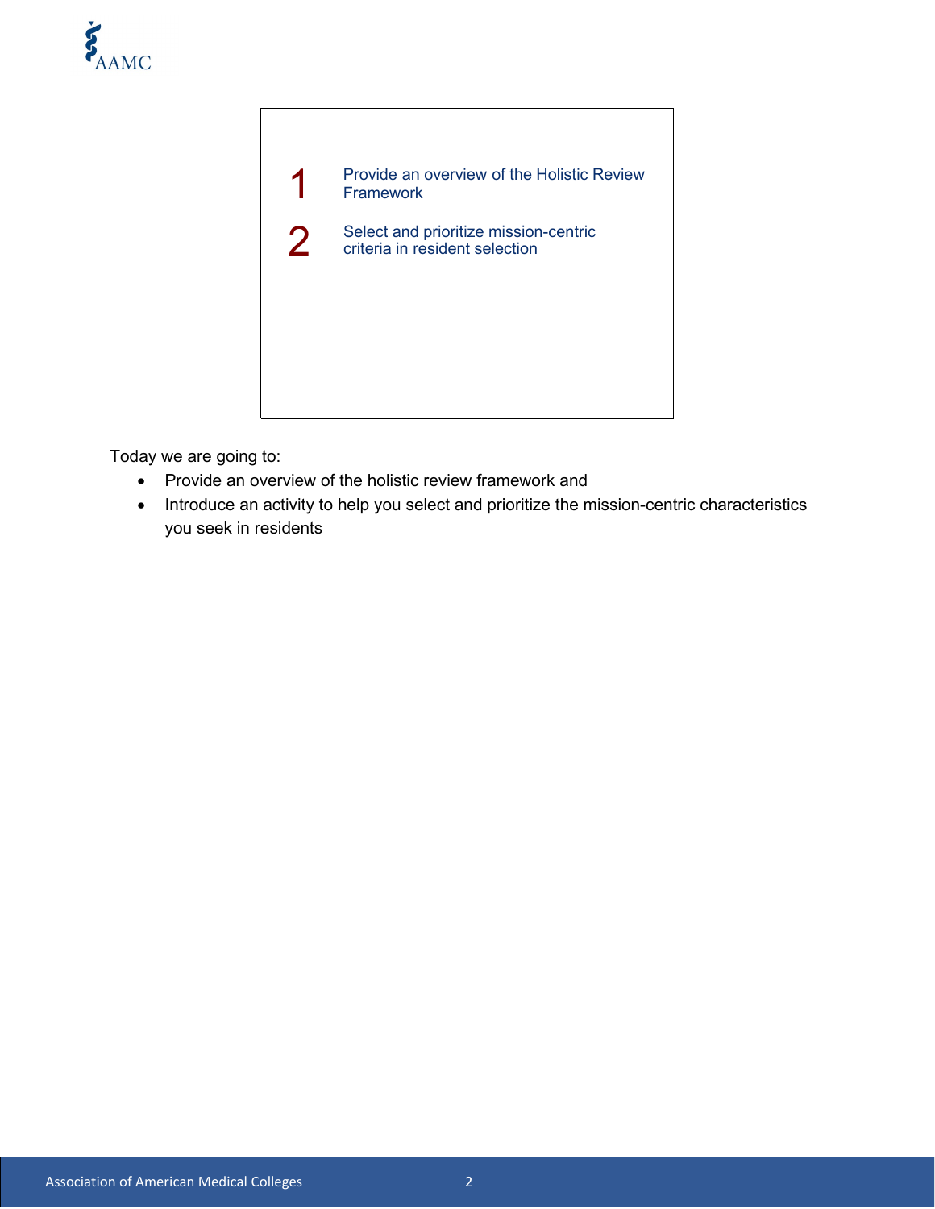1 Provide an overview of the Holistic Review Framework

2 Select and prioritize mission-centric criteria in resident selection

Today we are going to:

- Provide an overview of the holistic review framework and
- Introduce an activity to help you select and prioritize the mission-centric characteristics you seek in residents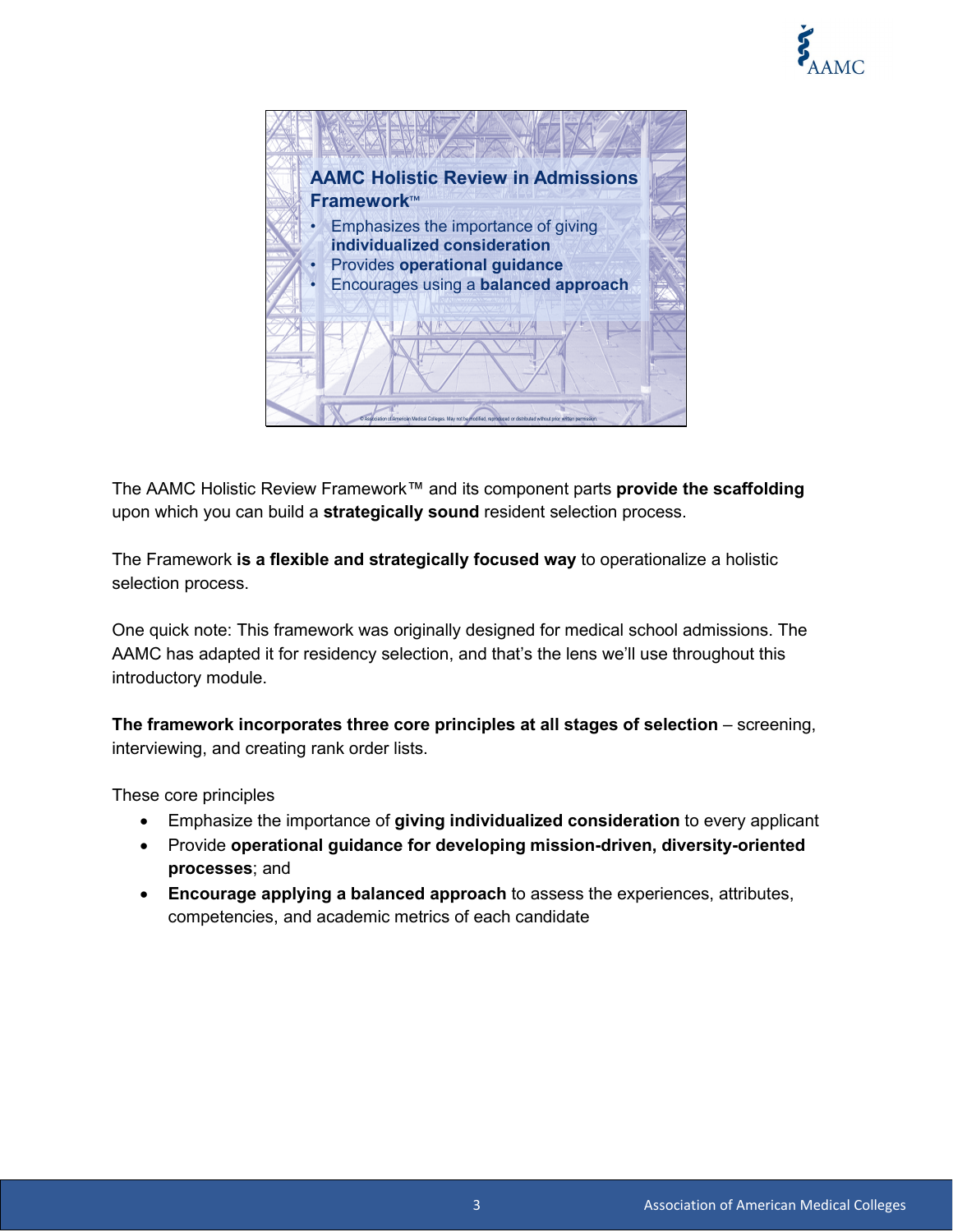**AAMC Holistic Review in Admissions Framework™**

- Emphasizes the importance of giving **individualized consideration**
- Provides **operational guidance**
- Encourages using a **balanced approach**

The AAMC Holistic Review Framework™ and its component parts **provide the scaffolding** upon which you can build a **strategically sound** resident selection process.

The Framework **is a flexible and strategically focused way** to operationalize a holistic selection process.

One quick note: This framework was originally designed for medical school admissions. The AAMC has adapted it for residency selection, and that's the lens we'll use throughout this introductory module.

**The framework incorporates three core principles at all stages of selection** – screening, interviewing, and creating rank order lists.

These core principles

- Emphasize the importance of **giving individualized consideration** to every applicant
- Provide **operational guidance for developing mission-driven, diversity-oriented processes**; and
- **Encourage applying a balanced approach** to assess the experiences, attributes, competencies, and academic metrics of each candidate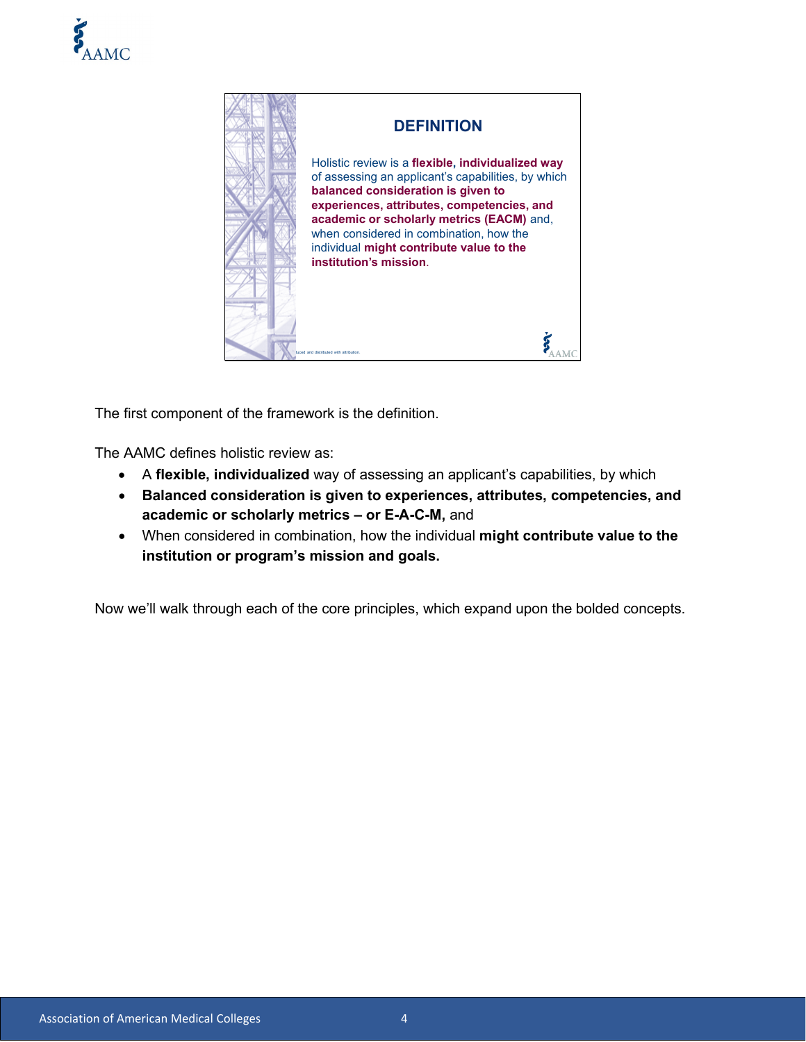## DEFINITION

Holistic review is a **flexible, individualized way** of assessing an applicant's capabilities, by which **balanced consideration is given to experiences, attributes, competencies, and academic or scholarly metrics (EACM)** and, when considered in combination, how the individual **might contribute value to the institution's mission**.

The first component of the framework is the definition.

The AAMC defines holistic review as:

- A **flexible, individualized** way of assessing an applicant's capabilities, by which
- **Balanced consideration is given to experiences, attributes, competencies, and academic or scholarly metrics – or E-A-C-M,** and
- When considered in combination, how the individual **might contribute value to the institution or program's mission and goals.**

Now we'll walk through each of the core principles, which expand upon the bolded concepts.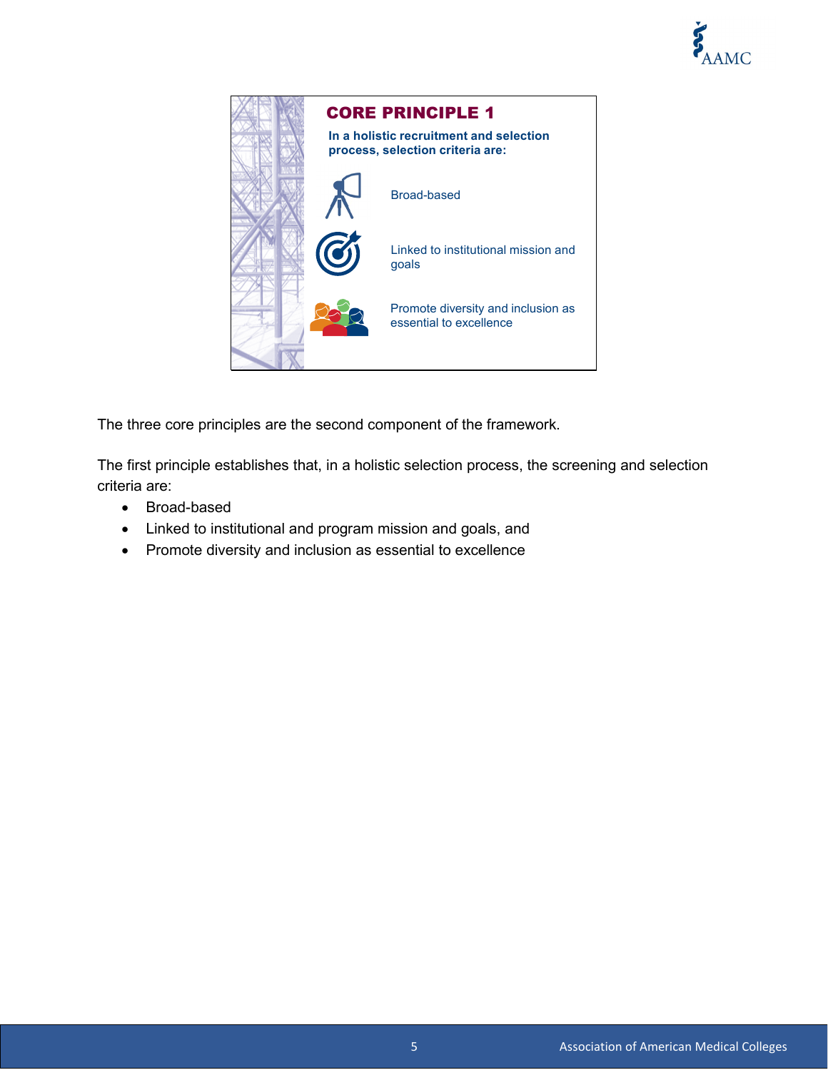## CORE PRINCIPLE 1

**In a holistic recruitment and selection process, selection criteria are:**

- Broad-based
- Linked to institutional mission and goals
- Promote diversity and inclusion as essential to excellence

The three core principles are the second component of the framework.

The first principle establishes that, in a holistic selection process, the screening and selection criteria are:

- Broad-based
- Linked to institutional and program mission and goals, and
- Promote diversity and inclusion as essential to excellence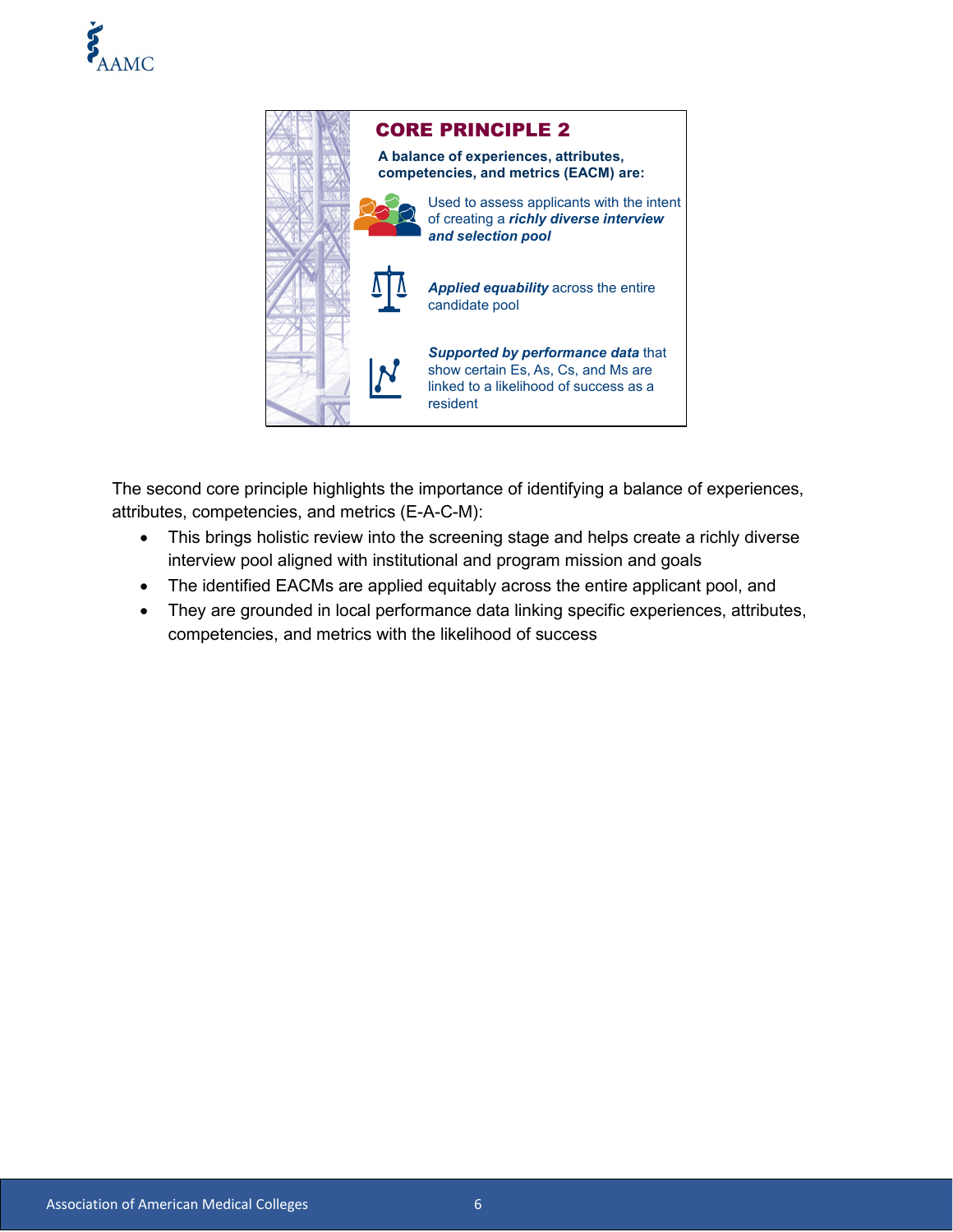## CORE PRINCIPLE 2

**A balance of experiences, attributes, competencies, and metrics (EACM) are:**

- Used to assess applicants with the intent of creating a ***richly diverse interview and selection pool***
- ***Applied equability*** across the entire candidate pool
- ***Supported by performance data*** that show certain Es, As, Cs, and Ms are linked to a likelihood of success as a resident

The second core principle highlights the importance of identifying a balance of experiences, attributes, competencies, and metrics (E-A-C-M):

- This brings holistic review into the screening stage and helps create a richly diverse interview pool aligned with institutional and program mission and goals
- The identified EACMs are applied equitably across the entire applicant pool, and
- They are grounded in local performance data linking specific experiences, attributes, competencies, and metrics with the likelihood of success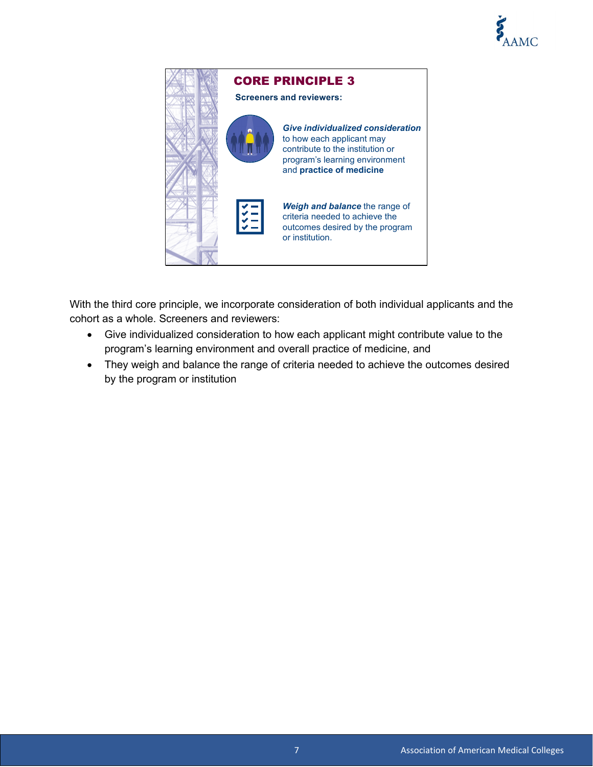**CORE PRINCIPLE 3**

**Screeners and reviewers:**

***Give individualized consideration*** to how each applicant may contribute to the institution or program's learning environment and **practice of medicine**

***Weigh and balance*** the range of criteria needed to achieve the outcomes desired by the program or institution.

With the third core principle, we incorporate consideration of both individual applicants and the cohort as a whole. Screeners and reviewers:

- Give individualized consideration to how each applicant might contribute value to the program's learning environment and overall practice of medicine, and
- They weigh and balance the range of criteria needed to achieve the outcomes desired by the program or institution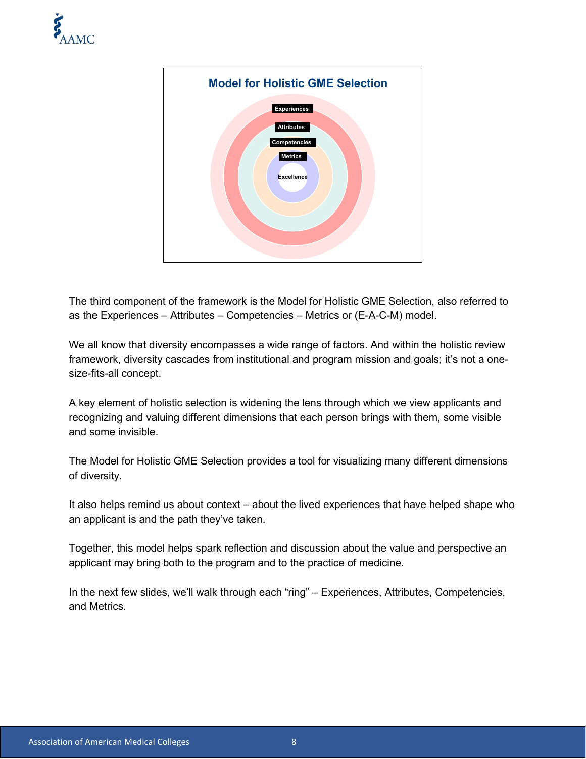**Model for Holistic GME Selection**

Experiences

Attributes

Competencies

Metrics

Excellence

The third component of the framework is the Model for Holistic GME Selection, also referred to as the Experiences – Attributes – Competencies – Metrics or (E-A-C-M) model.

We all know that diversity encompasses a wide range of factors. And within the holistic review framework, diversity cascades from institutional and program mission and goals; it's not a one-size-fits-all concept.

A key element of holistic selection is widening the lens through which we view applicants and recognizing and valuing different dimensions that each person brings with them, some visible and some invisible.

The Model for Holistic GME Selection provides a tool for visualizing many different dimensions of diversity.

It also helps remind us about context – about the lived experiences that have helped shape who an applicant is and the path they've taken.

Together, this model helps spark reflection and discussion about the value and perspective an applicant may bring both to the program and to the practice of medicine.

In the next few slides, we'll walk through each "ring" – Experiences, Attributes, Competencies, and Metrics.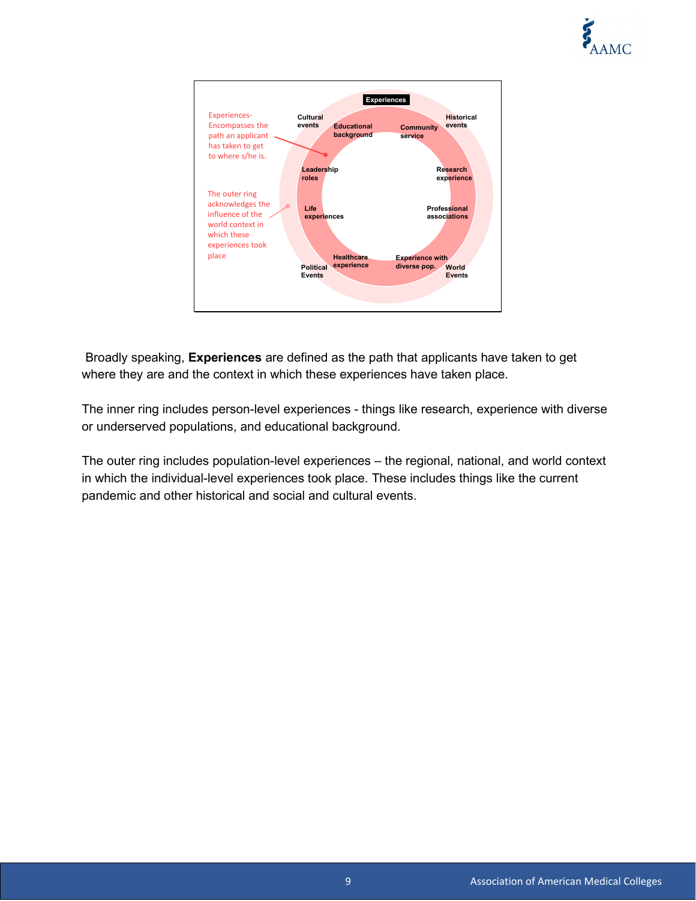Experiences

Experiences- Encompasses the path an applicant has taken to get to where s/he is.

The outer ring acknowledges the influence of the world context in which these experiences took place

Cultural events

Historical events

Educational background

Community service

Leadership roles

Research experience

Life experiences

Professional associations

Healthcare experience

Experience with diverse pop.

Political Events

World Events

Broadly speaking, **Experiences** are defined as the path that applicants have taken to get where they are and the context in which these experiences have taken place.

The inner ring includes person-level experiences - things like research, experience with diverse or underserved populations, and educational background.

The outer ring includes population-level experiences – the regional, national, and world context in which the individual-level experiences took place. These includes things like the current pandemic and other historical and social and cultural events.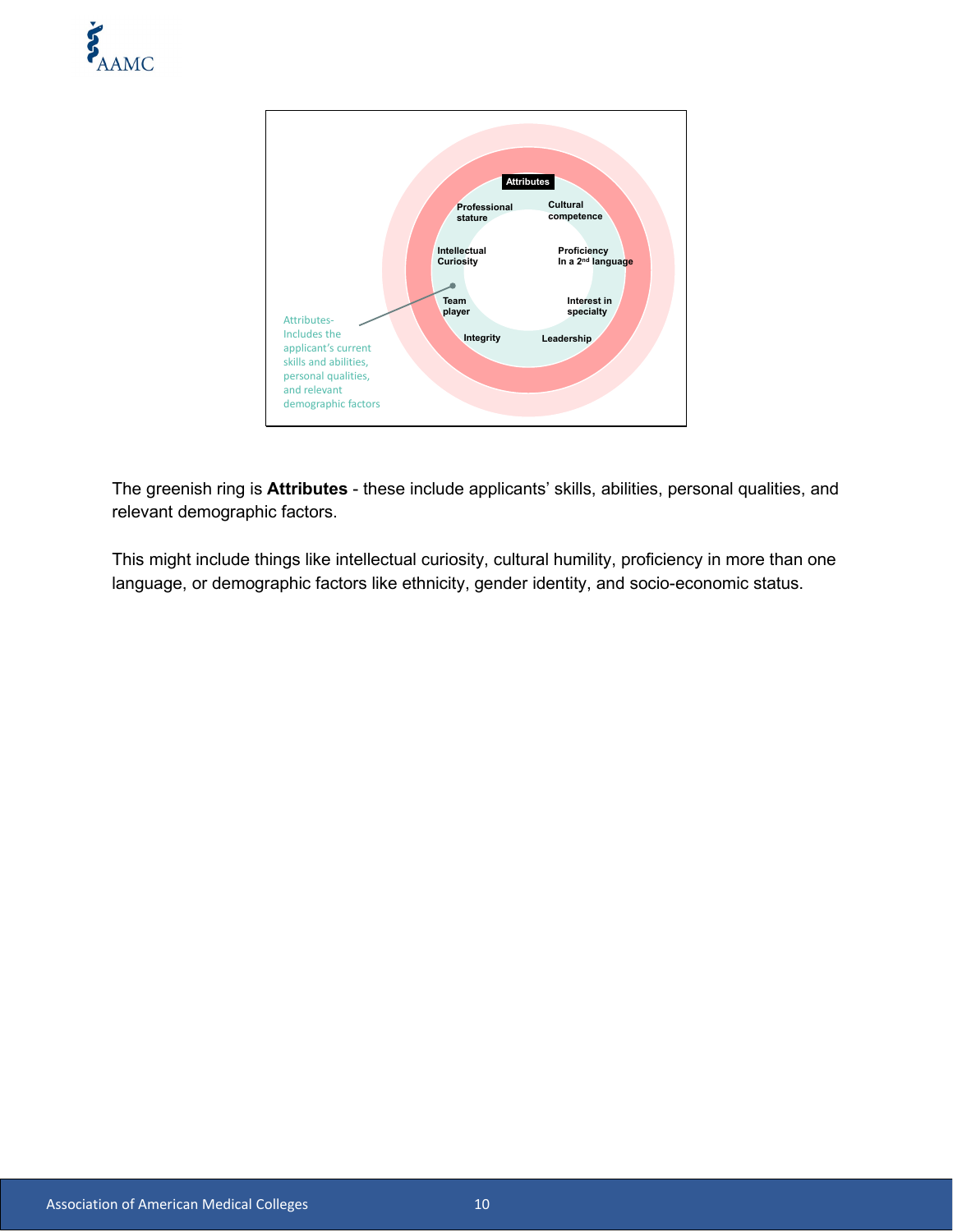Attributes

Professional stature

Cultural competence

Intellectual Curiosity

Proficiency In a 2nd language

Team player

Interest in specialty

Integrity

Leadership

Attributes- Includes the applicant's current skills and abilities, personal qualities, and relevant demographic factors

The greenish ring is **Attributes** - these include applicants' skills, abilities, personal qualities, and relevant demographic factors.

This might include things like intellectual curiosity, cultural humility, proficiency in more than one language, or demographic factors like ethnicity, gender identity, and socio-economic status.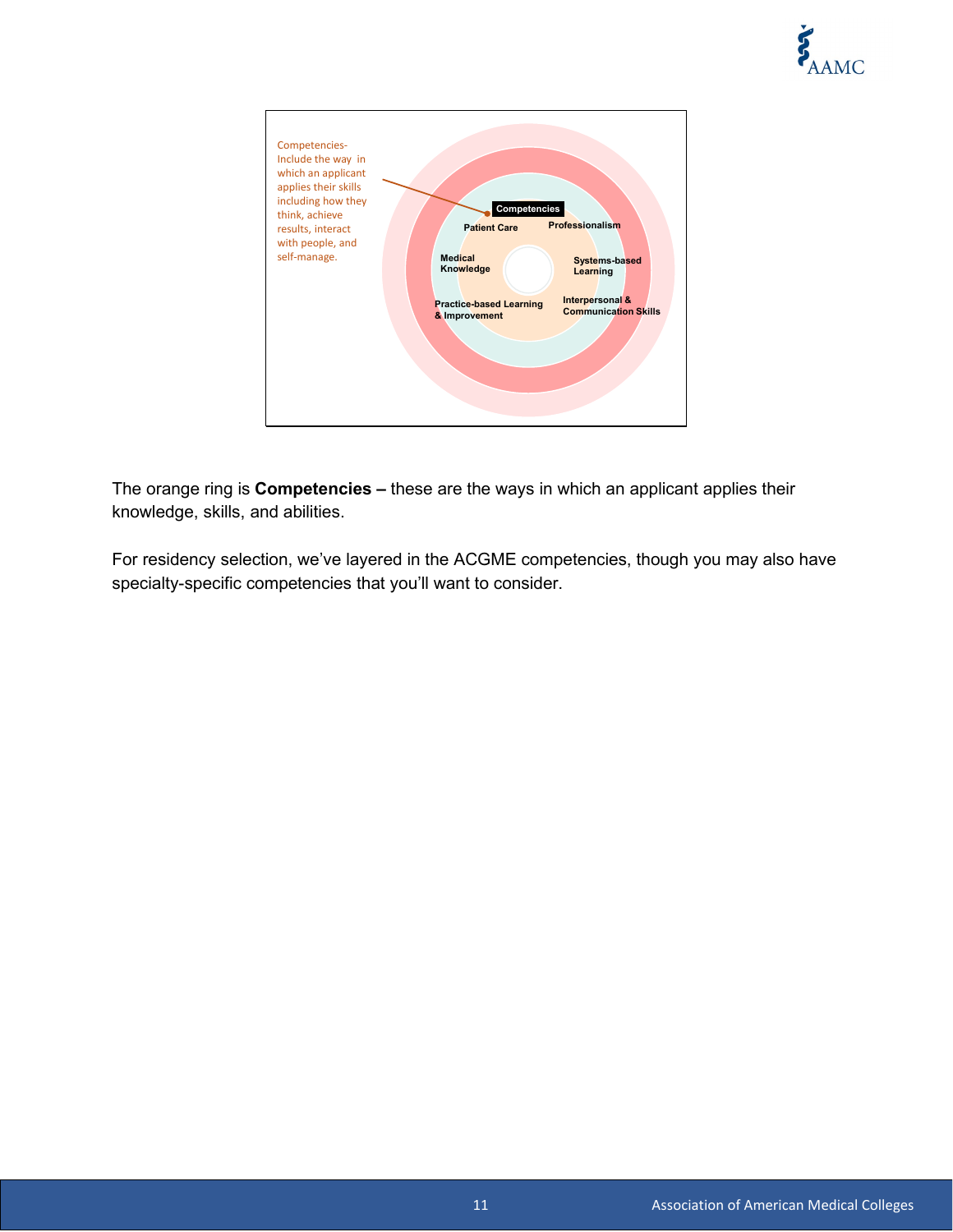Competencies- Include the way in which an applicant applies their skills including how they think, achieve results, interact with people, and self-manage.

**Competencies**

Patient Care

Professionalism

Medical Knowledge

Systems-based Learning

Practice-based Learning & Improvement

Interpersonal & Communication Skills

The orange ring is **Competencies –** these are the ways in which an applicant applies their knowledge, skills, and abilities.

For residency selection, we've layered in the ACGME competencies, though you may also have specialty-specific competencies that you'll want to consider.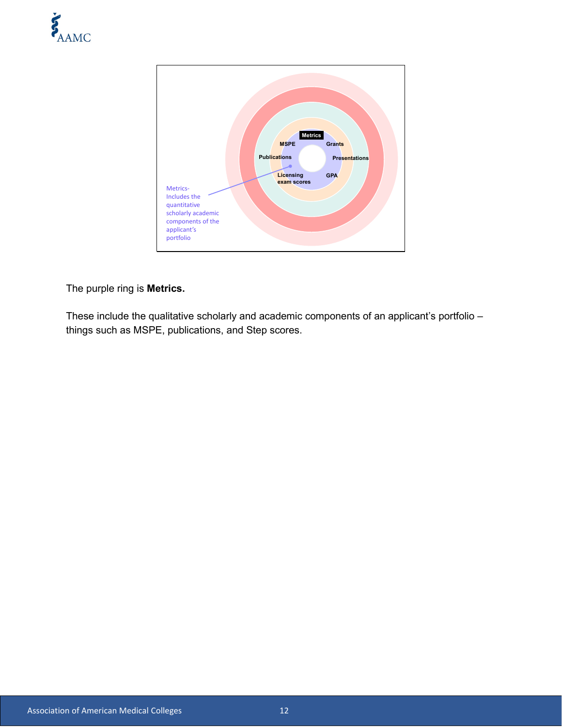Metrics-
Includes the quantitative scholarly academic components of the applicant's portfolio

Metrics

MSPE

Grants

Publications

Presentations

Licensing exam scores

GPA

The purple ring is **Metrics.**

These include the qualitative scholarly and academic components of an applicant's portfolio – things such as MSPE, publications, and Step scores.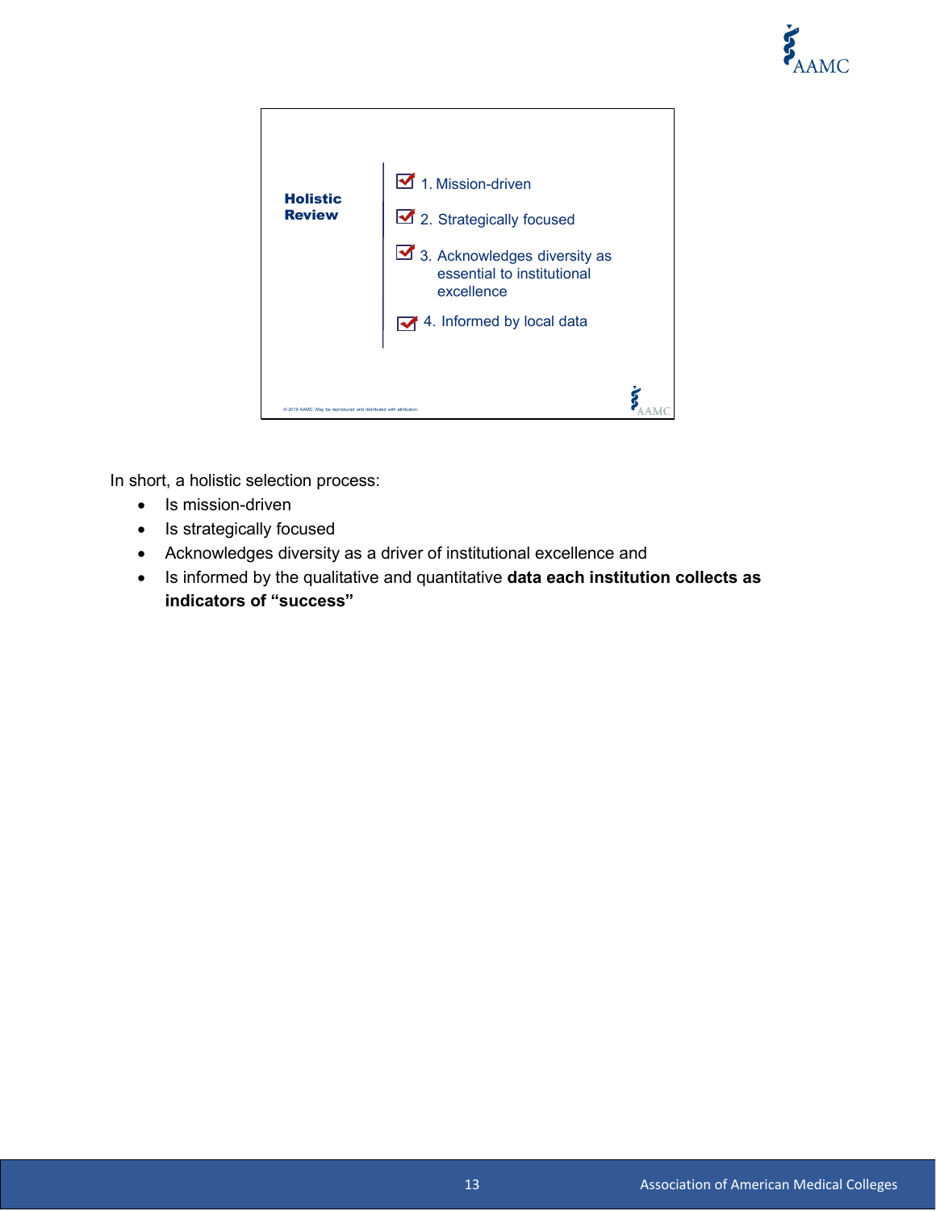**Holistic Review**

1. Mission-driven
2. Strategically focused
3. Acknowledges diversity as essential to institutional excellence
4. Informed by local data

© 2019 AAMC. May be reproduced and distributed with attribution.

In short, a holistic selection process:

- Is mission-driven
- Is strategically focused
- Acknowledges diversity as a driver of institutional excellence and
- Is informed by the qualitative and quantitative **data each institution collects as indicators of "success"**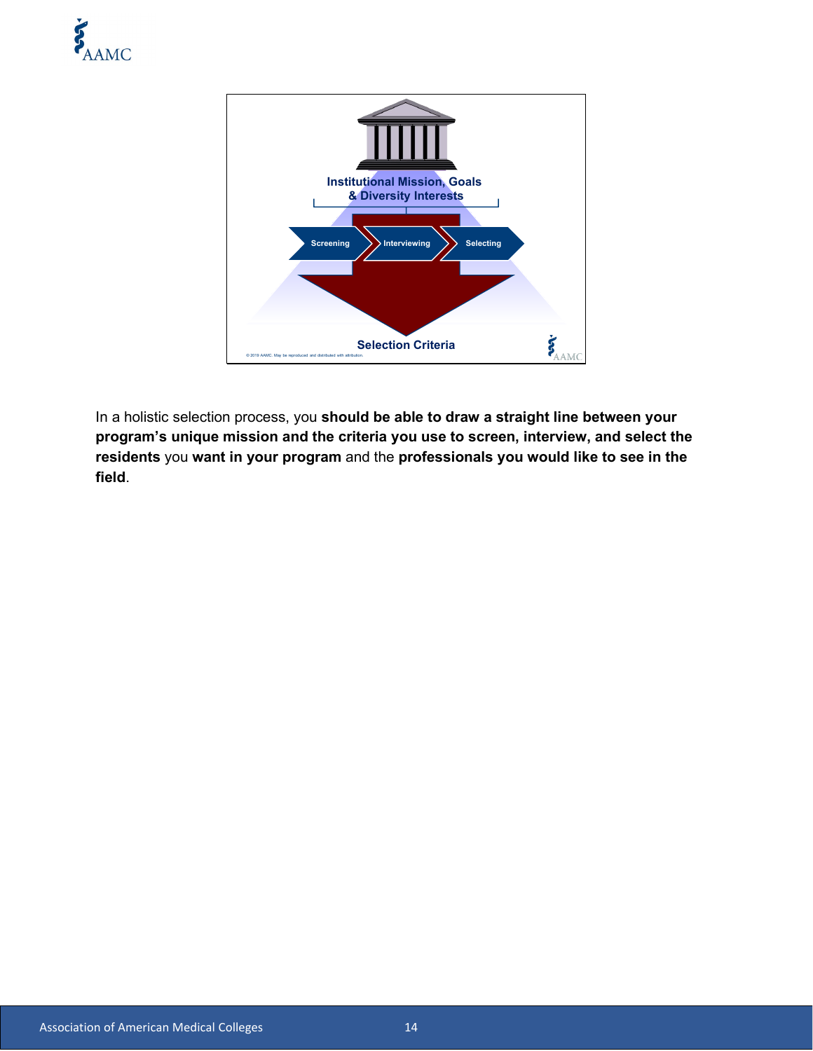Institutional Mission, Goals & Diversity Interests

Screening → Interviewing → Selecting

Selection Criteria

© 2019 AAMC. May be reproduced and distributed with attribution.

In a holistic selection process, you **should be able to draw a straight line between your program's unique mission and the criteria you use to screen, interview, and select the residents** you **want in your program** and the **professionals you would like to see in the field**.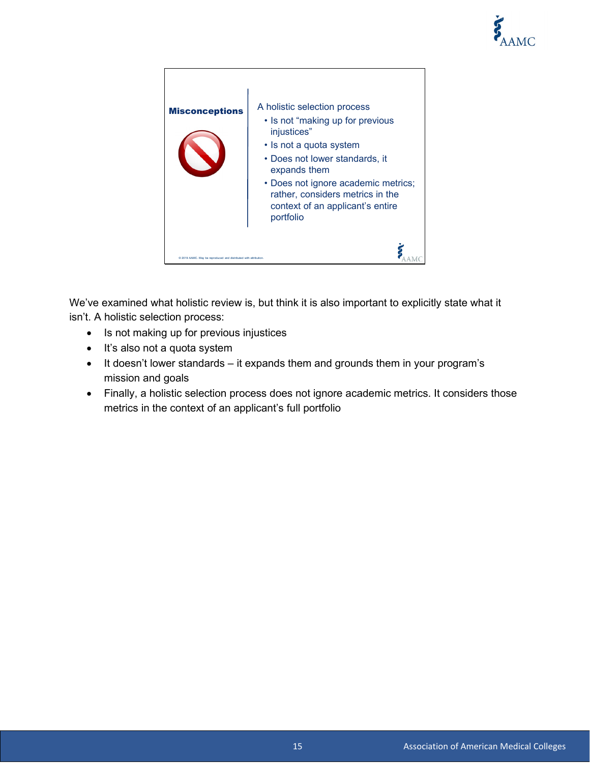**Misconceptions**

A holistic selection process
- Is not "making up for previous injustices"
- Is not a quota system
- Does not lower standards, it expands them
- Does not ignore academic metrics; rather, considers metrics in the context of an applicant's entire portfolio

© 2019 AAMC. May be reproduced and distributed with attribution.

We've examined what holistic review is, but think it is also important to explicitly state what it isn't. A holistic selection process:

- Is not making up for previous injustices
- It's also not a quota system
- It doesn't lower standards – it expands them and grounds them in your program's mission and goals
- Finally, a holistic selection process does not ignore academic metrics. It considers those metrics in the context of an applicant's full portfolio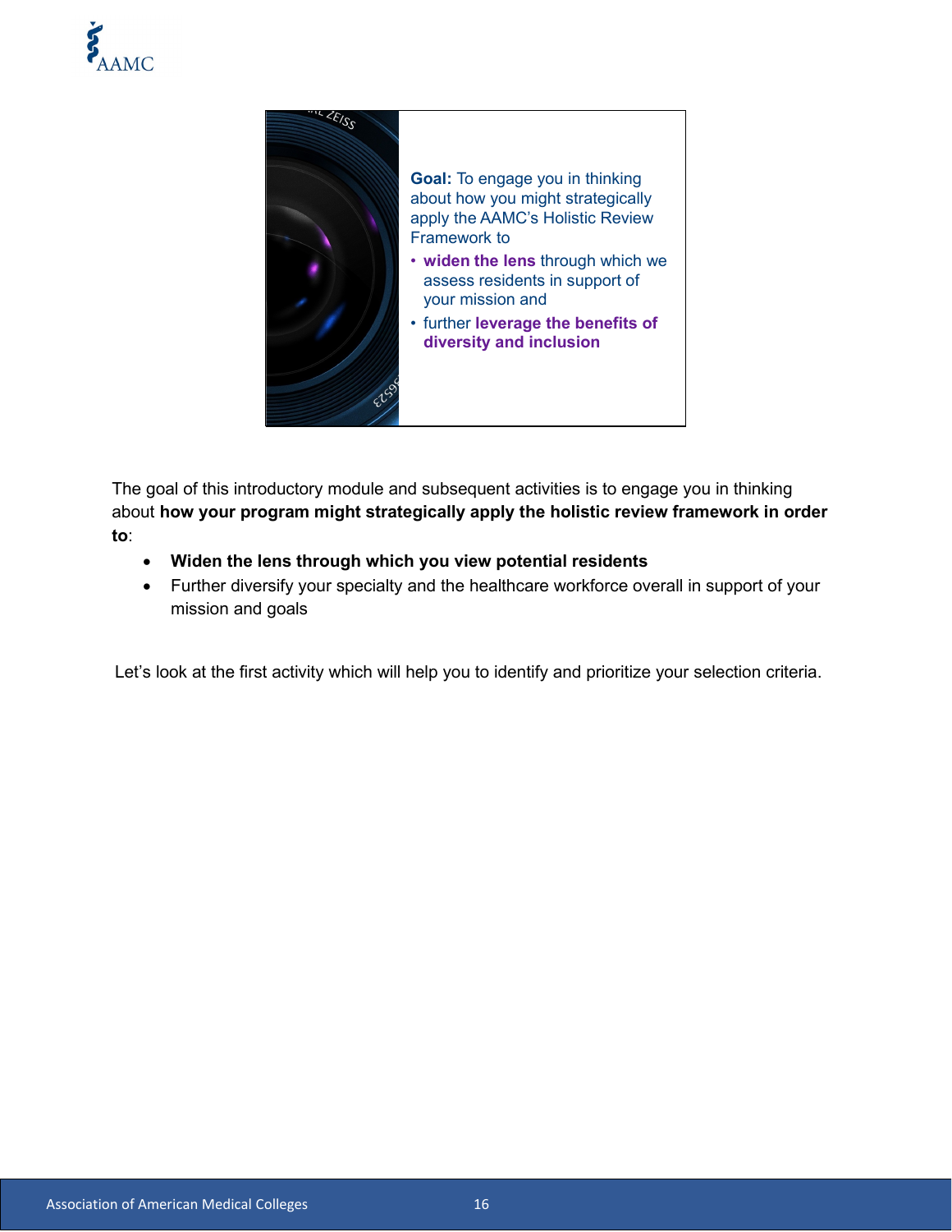**Goal:** To engage you in thinking about how you might strategically apply the AAMC's Holistic Review Framework to

- **widen the lens** through which we assess residents in support of your mission and
- further **leverage the benefits of diversity and inclusion**

The goal of this introductory module and subsequent activities is to engage you in thinking about **how your program might strategically apply the holistic review framework in order to**:

- **Widen the lens through which you view potential residents**
- Further diversify your specialty and the healthcare workforce overall in support of your mission and goals

Let's look at the first activity which will help you to identify and prioritize your selection criteria.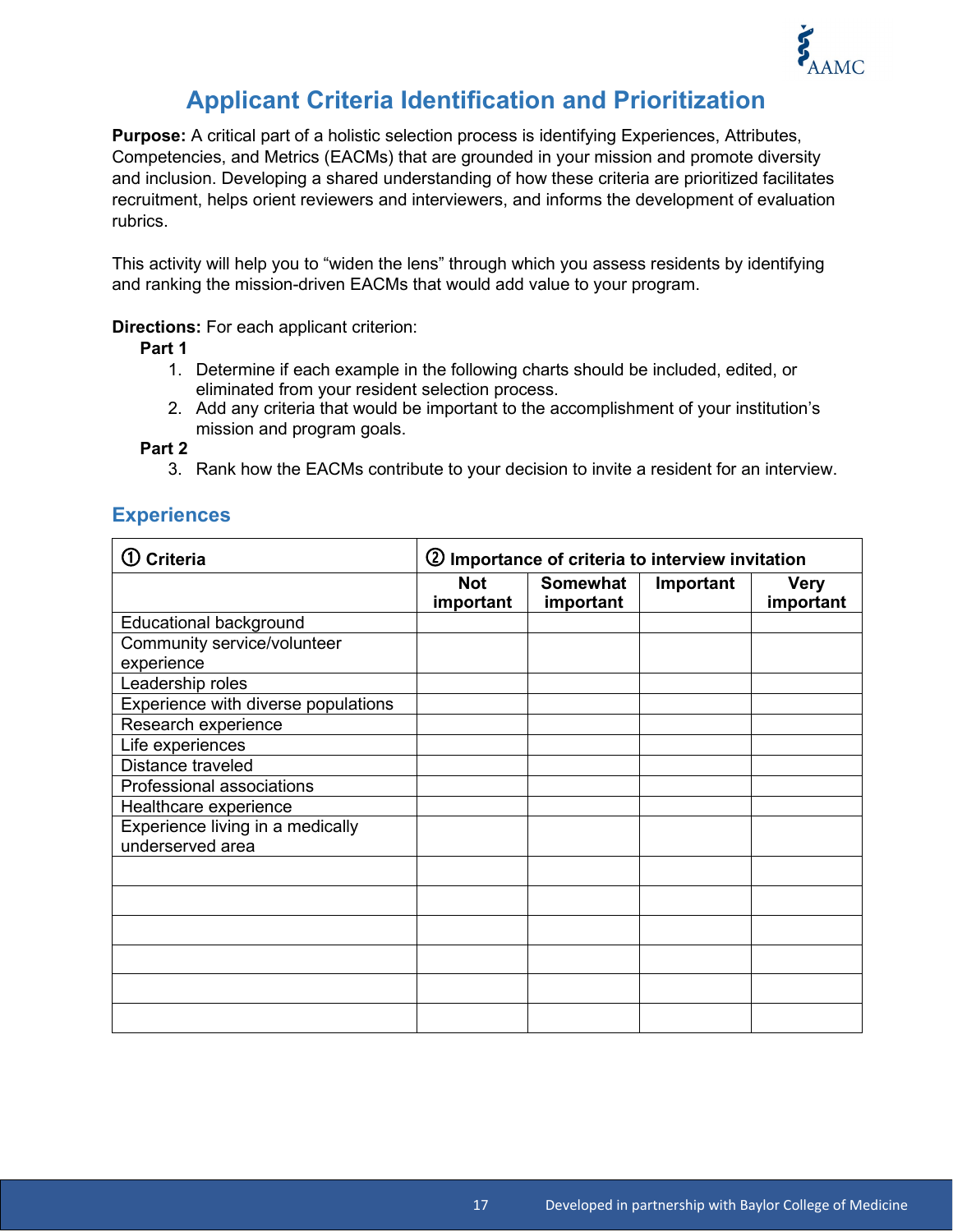# Applicant Criteria Identification and Prioritization

**Purpose:** A critical part of a holistic selection process is identifying Experiences, Attributes, Competencies, and Metrics (EACMs) that are grounded in your mission and promote diversity and inclusion. Developing a shared understanding of how these criteria are prioritized facilitates recruitment, helps orient reviewers and interviewers, and informs the development of evaluation rubrics.

This activity will help you to "widen the lens" through which you assess residents by identifying and ranking the mission-driven EACMs that would add value to your program.

**Directions:** For each applicant criterion:

**Part 1**

1. Determine if each example in the following charts should be included, edited, or eliminated from your resident selection process.
2. Add any criteria that would be important to the accomplishment of your institution's mission and program goals.

**Part 2**

3. Rank how the EACMs contribute to your decision to invite a resident for an interview.

## Experiences

| ① Criteria | ② Importance of criteria to interview invitation | | | |
|---|---|---|---|---|
| | **Not important** | **Somewhat important** | **Important** | **Very important** |
| Educational background | | | | |
| Community service/volunteer experience | | | | |
| Leadership roles | | | | |
| Experience with diverse populations | | | | |
| Research experience | | | | |
| Life experiences | | | | |
| Distance traveled | | | | |
| Professional associations | | | | |
| Healthcare experience | | | | |
| Experience living in a medically underserved area | | | | |
| | | | | |
| | | | | |
| | | | | |
| | | | | |
| | | | | |
| | | | | |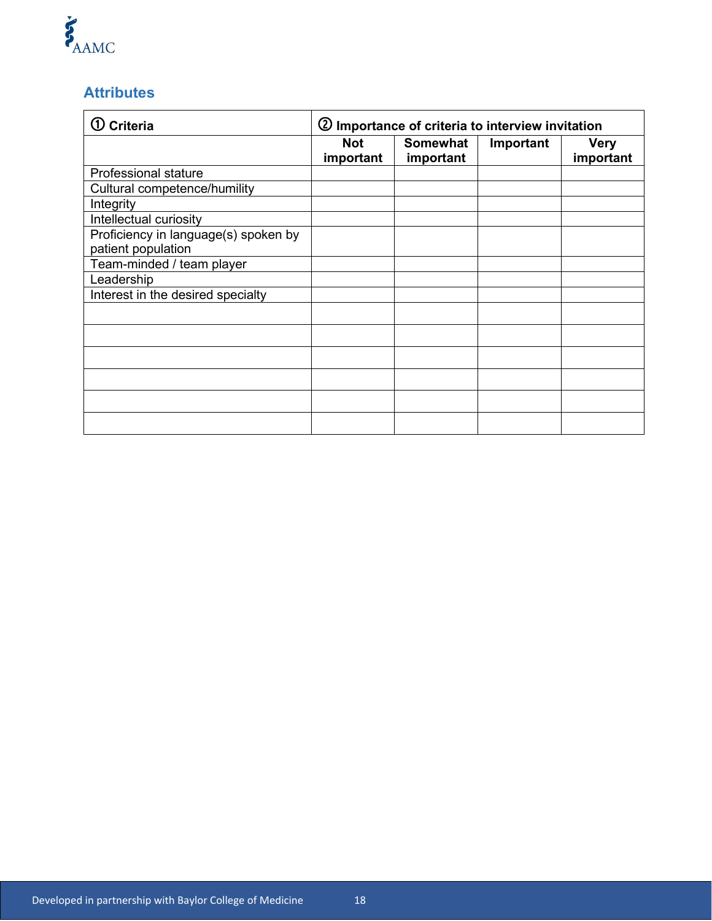## Attributes

| ① Criteria | ② Importance of criteria to interview invitation | | | |
|---|---|---|---|---|
| | Not important | Somewhat important | Important | Very important |
| Professional stature | | | | |
| Cultural competence/humility | | | | |
| Integrity | | | | |
| Intellectual curiosity | | | | |
| Proficiency in language(s) spoken by patient population | | | | |
| Team-minded / team player | | | | |
| Leadership | | | | |
| Interest in the desired specialty | | | | |
| | | | | |
| | | | | |
| | | | | |
| | | | | |
| | | | | |
| | | | | |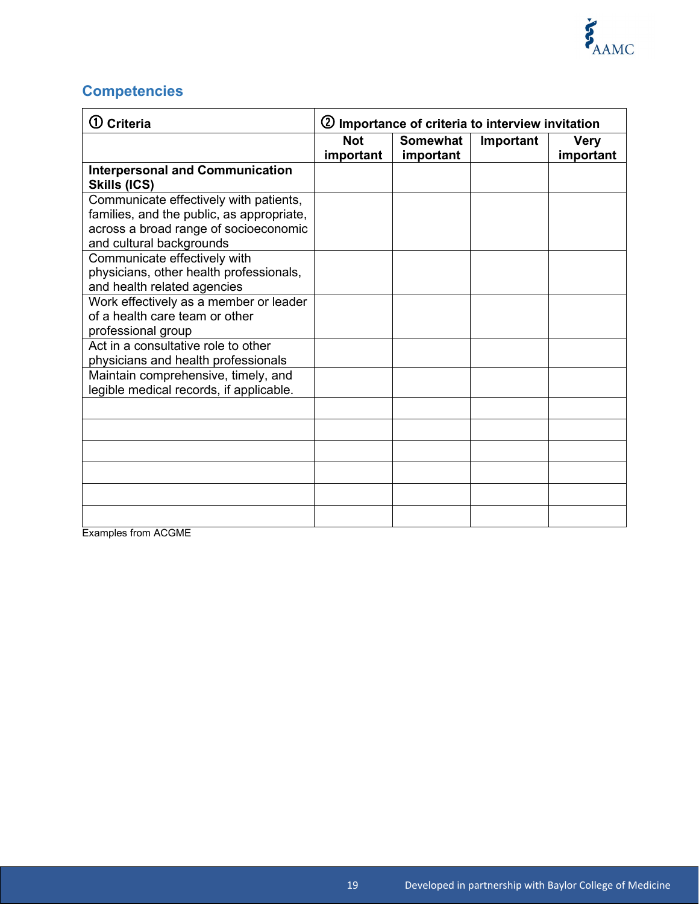## Competencies

| ① Criteria | ② Importance of criteria to interview invitation | | | |
|---|---|---|---|---|
| | Not important | Somewhat important | Important | Very important |
| **Interpersonal and Communication Skills (ICS)** | | | | |
| Communicate effectively with patients, families, and the public, as appropriate, across a broad range of socioeconomic and cultural backgrounds | | | | |
| Communicate effectively with physicians, other health professionals, and health related agencies | | | | |
| Work effectively as a member or leader of a health care team or other professional group | | | | |
| Act in a consultative role to other physicians and health professionals | | | | |
| Maintain comprehensive, timely, and legible medical records, if applicable. | | | | |
| | | | | |
| | | | | |
| | | | | |
| | | | | |
| | | | | |
| | | | | |

Examples from ACGME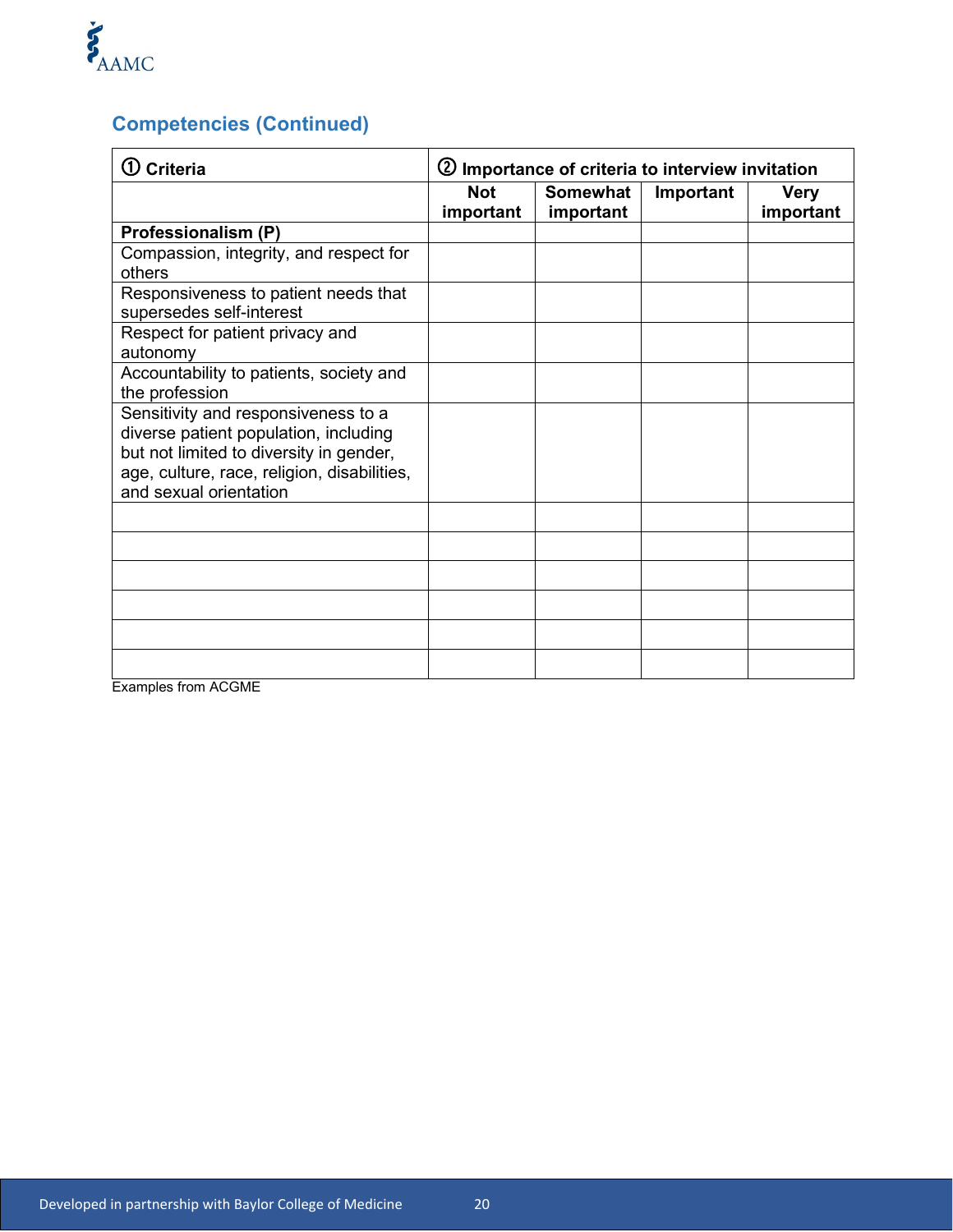## Competencies (Continued)

| ① Criteria | ② Importance of criteria to interview invitation | | | |
|---|---|---|---|---|
| | Not important | Somewhat important | Important | Very important |
| **Professionalism (P)** | | | | |
| Compassion, integrity, and respect for others | | | | |
| Responsiveness to patient needs that supersedes self-interest | | | | |
| Respect for patient privacy and autonomy | | | | |
| Accountability to patients, society and the profession | | | | |
| Sensitivity and responsiveness to a diverse patient population, including but not limited to diversity in gender, age, culture, race, religion, disabilities, and sexual orientation | | | | |
| | | | | |
| | | | | |
| | | | | |
| | | | | |
| | | | | |
| | | | | |

Examples from ACGME

Developed in partnership with Baylor College of Medicine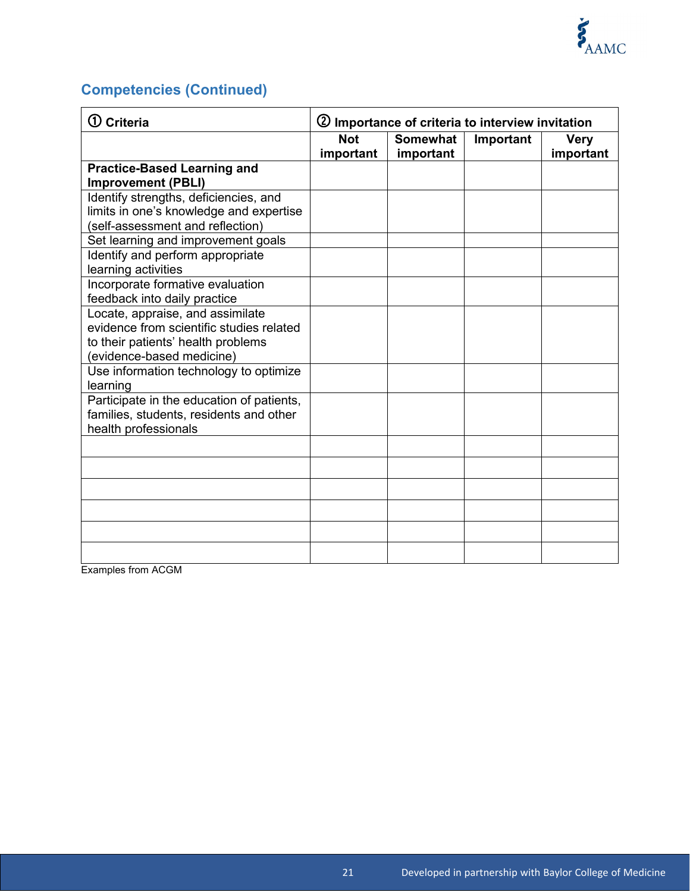## Competencies (Continued)

| ① Criteria | ② Importance of criteria to interview invitation | | | |
|---|---|---|---|---|
| | Not important | Somewhat important | Important | Very important |
| **Practice-Based Learning and Improvement (PBLI)** | | | | |
| Identify strengths, deficiencies, and limits in one's knowledge and expertise (self-assessment and reflection) | | | | |
| Set learning and improvement goals | | | | |
| Identify and perform appropriate learning activities | | | | |
| Incorporate formative evaluation feedback into daily practice | | | | |
| Locate, appraise, and assimilate evidence from scientific studies related to their patients' health problems (evidence-based medicine) | | | | |
| Use information technology to optimize learning | | | | |
| Participate in the education of patients, families, students, residents and other health professionals | | | | |
| | | | | |
| | | | | |
| | | | | |
| | | | | |
| | | | | |
| | | | | |

Examples from ACGM

Developed in partnership with Baylor College of Medicine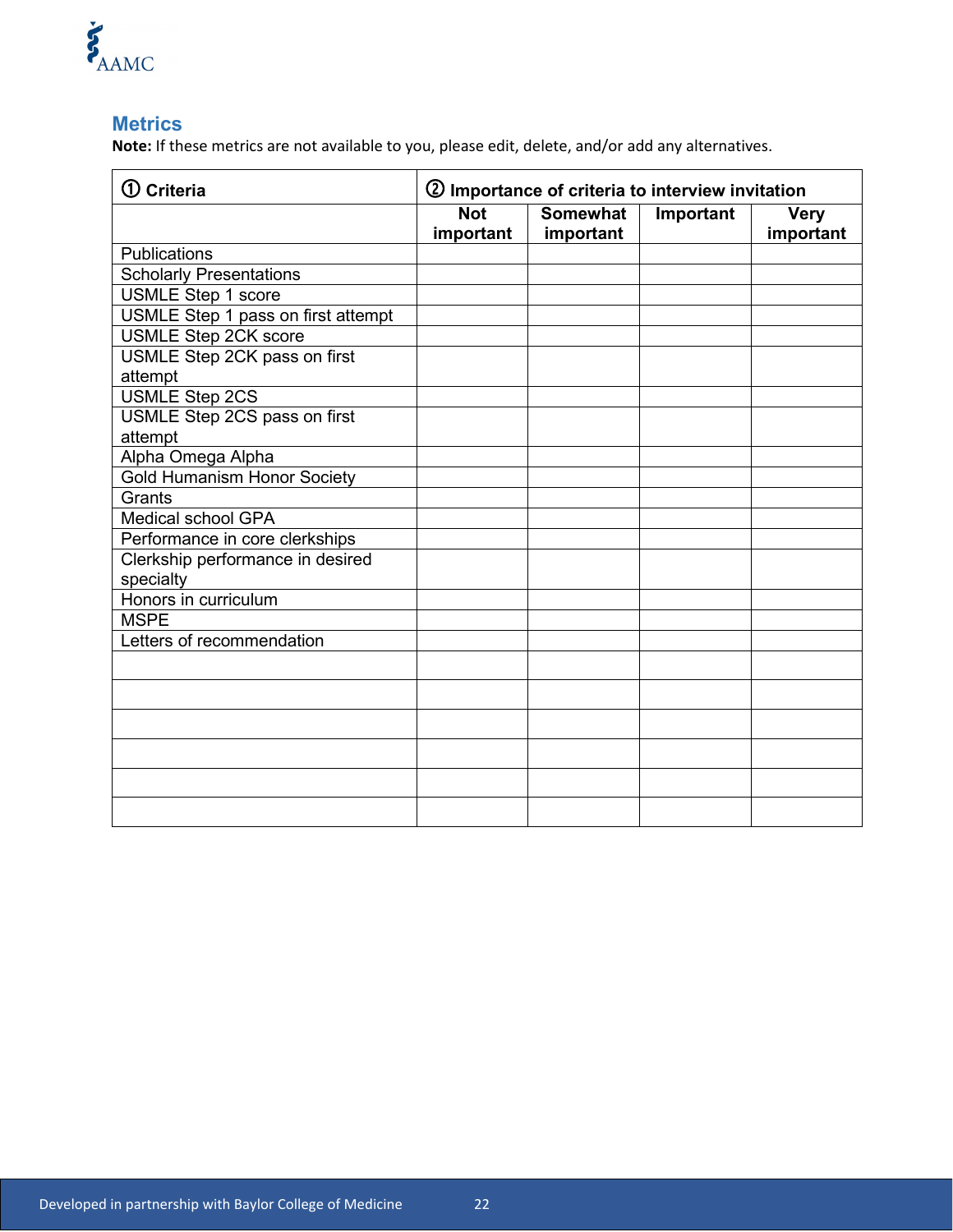## Metrics

**Note:** If these metrics are not available to you, please edit, delete, and/or add any alternatives.

| ① Criteria | ② Importance of criteria to interview invitation | | | |
|---|---|---|---|---|
| | Not important | Somewhat important | Important | Very important |
| Publications | | | | |
| Scholarly Presentations | | | | |
| USMLE Step 1 score | | | | |
| USMLE Step 1 pass on first attempt | | | | |
| USMLE Step 2CK score | | | | |
| USMLE Step 2CK pass on first attempt | | | | |
| USMLE Step 2CS | | | | |
| USMLE Step 2CS pass on first attempt | | | | |
| Alpha Omega Alpha | | | | |
| Gold Humanism Honor Society | | | | |
| Grants | | | | |
| Medical school GPA | | | | |
| Performance in core clerkships | | | | |
| Clerkship performance in desired specialty | | | | |
| Honors in curriculum | | | | |
| MSPE | | | | |
| Letters of recommendation | | | | |
| | | | | |
| | | | | |
| | | | | |
| | | | | |
| | | | | |
| | | | | |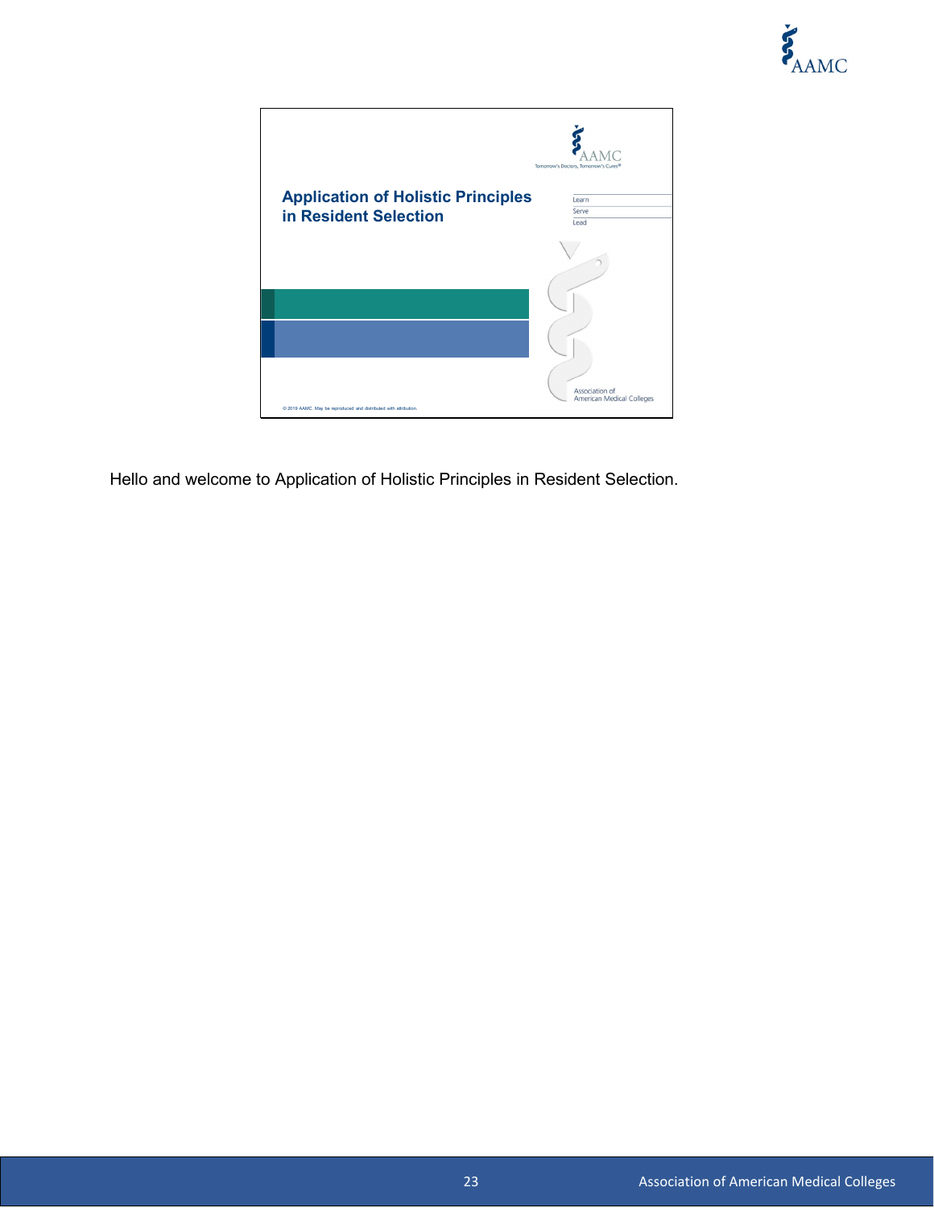## Application of Holistic Principles in Resident Selection

Learn
Serve
Lead

Association of American Medical Colleges

© 2019 AAMC. May be reproduced and distributed with attribution.

Hello and welcome to Application of Holistic Principles in Resident Selection.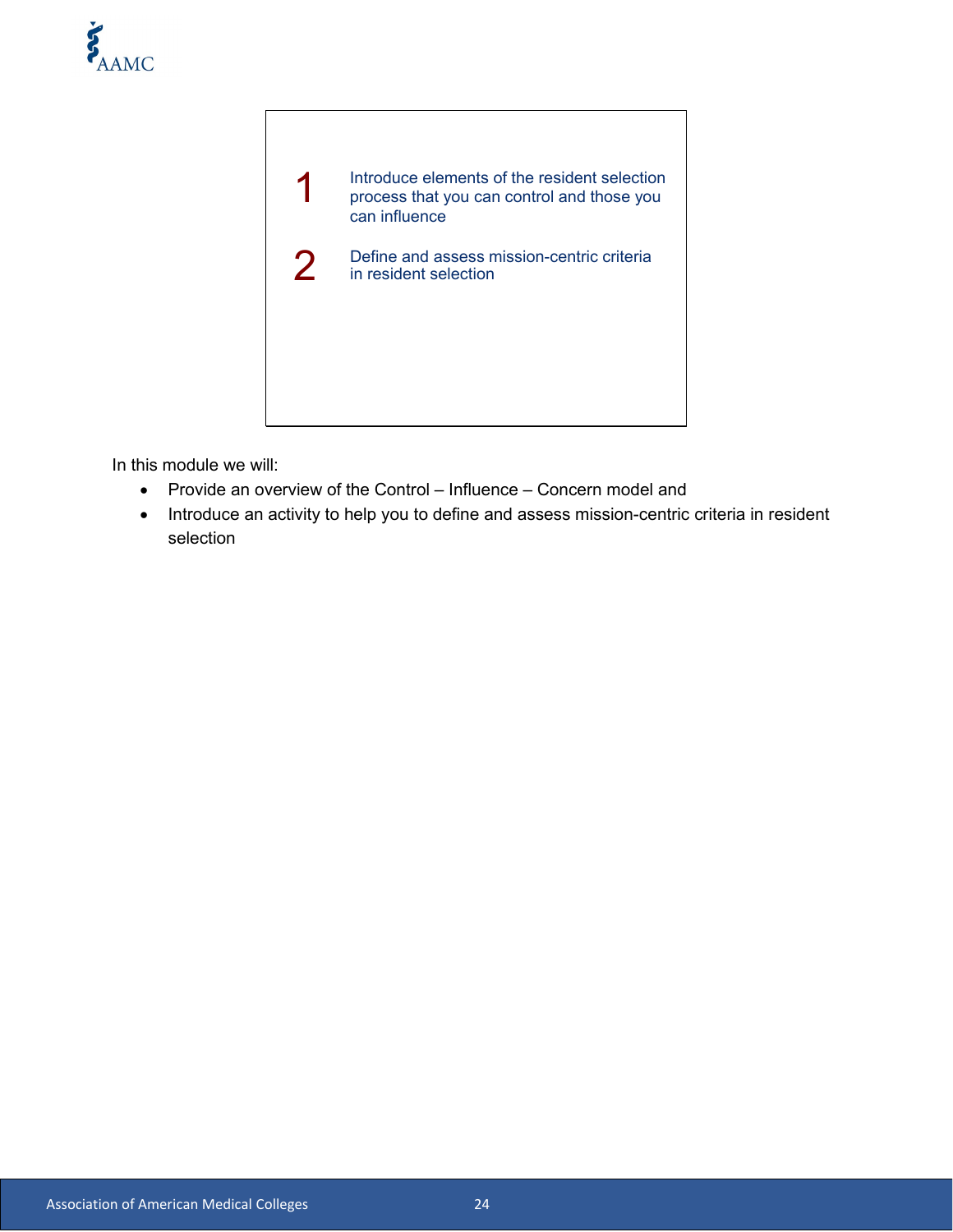1 Introduce elements of the resident selection process that you can control and those you can influence

2 Define and assess mission-centric criteria in resident selection

In this module we will:

- Provide an overview of the Control – Influence – Concern model and
- Introduce an activity to help you to define and assess mission-centric criteria in resident selection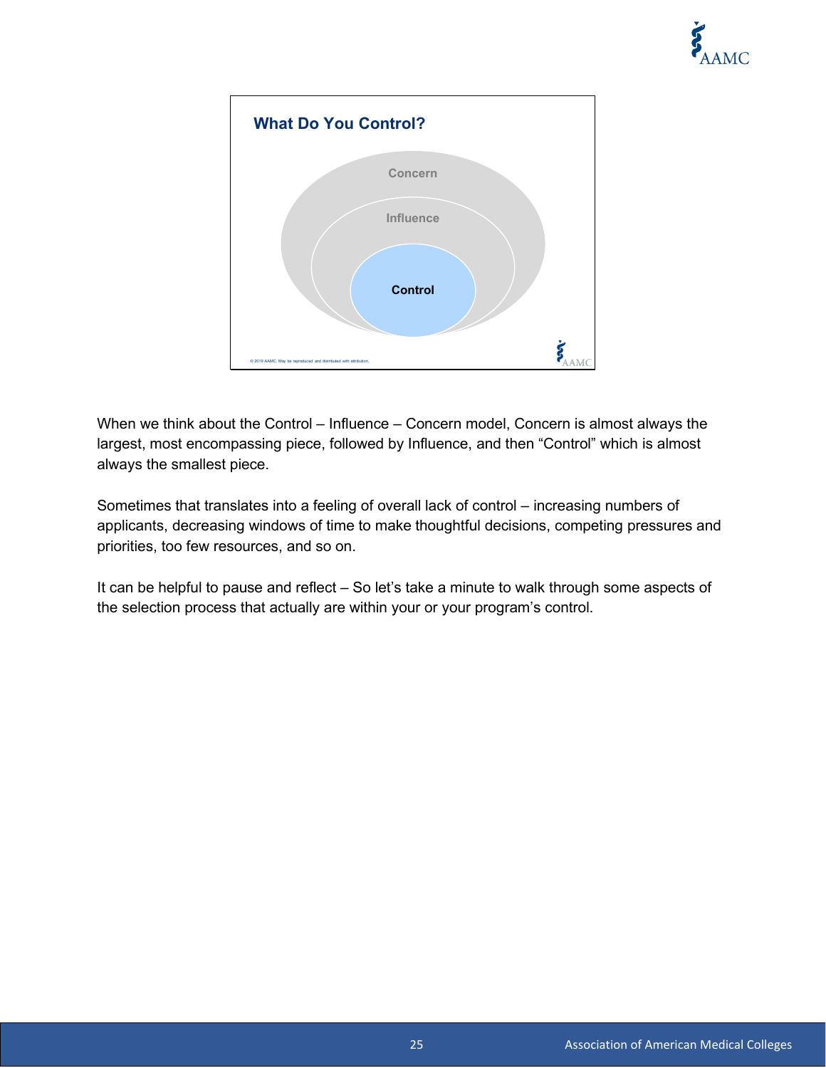## What Do You Control?

Concern

Influence

Control

© 2019 AAMC. May be reproduced and distributed with attribution.

When we think about the Control – Influence – Concern model, Concern is almost always the largest, most encompassing piece, followed by Influence, and then "Control" which is almost always the smallest piece.

Sometimes that translates into a feeling of overall lack of control – increasing numbers of applicants, decreasing windows of time to make thoughtful decisions, competing pressures and priorities, too few resources, and so on.

It can be helpful to pause and reflect – So let's take a minute to walk through some aspects of the selection process that actually are within your or your program's control.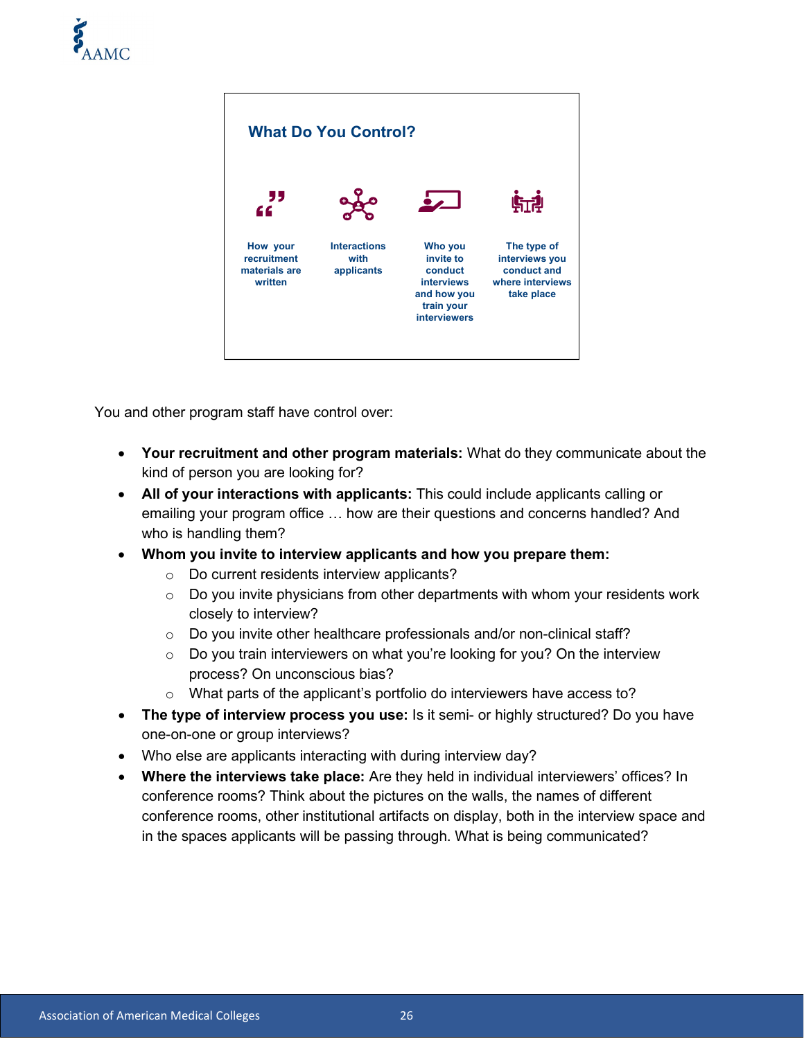### What Do You Control?

- How your recruitment materials are written
- Interactions with applicants
- Who you invite to conduct interviews and how you train your interviewers
- The type of interviews you conduct and where interviews take place

You and other program staff have control over:

- **Your recruitment and other program materials:** What do they communicate about the kind of person you are looking for?
- **All of your interactions with applicants:** This could include applicants calling or emailing your program office … how are their questions and concerns handled? And who is handling them?
- **Whom you invite to interview applicants and how you prepare them:**
    - Do current residents interview applicants?
    - Do you invite physicians from other departments with whom your residents work closely to interview?
    - Do you invite other healthcare professionals and/or non-clinical staff?
    - Do you train interviewers on what you're looking for you? On the interview process? On unconscious bias?
    - What parts of the applicant's portfolio do interviewers have access to?
- **The type of interview process you use:** Is it semi- or highly structured? Do you have one-on-one or group interviews?
- Who else are applicants interacting with during interview day?
- **Where the interviews take place:** Are they held in individual interviewers' offices? In conference rooms? Think about the pictures on the walls, the names of different conference rooms, other institutional artifacts on display, both in the interview space and in the spaces applicants will be passing through. What is being communicated?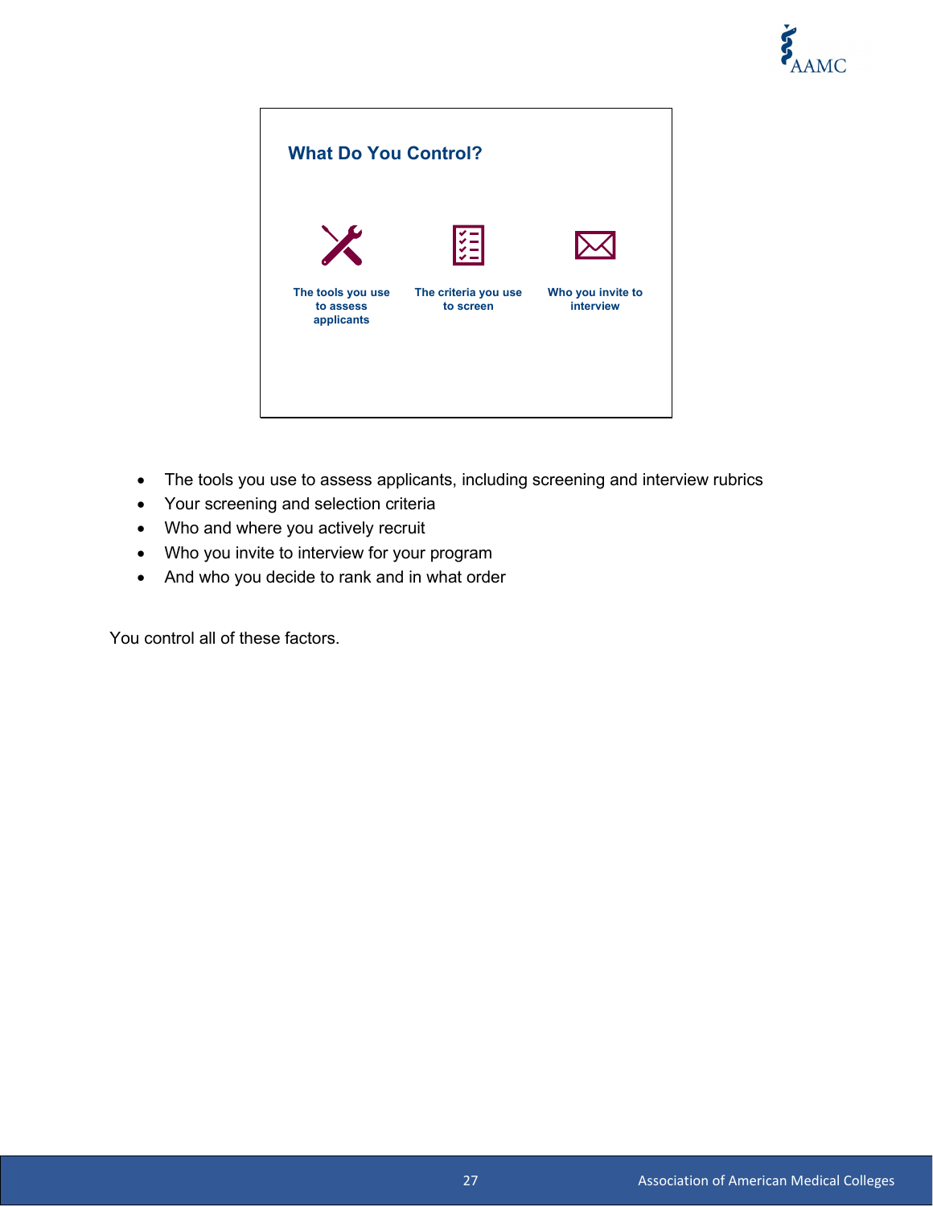## What Do You Control?

The tools you use to assess applicants

The criteria you use to screen

Who you invite to interview

- The tools you use to assess applicants, including screening and interview rubrics
- Your screening and selection criteria
- Who and where you actively recruit
- Who you invite to interview for your program
- And who you decide to rank and in what order

You control all of these factors.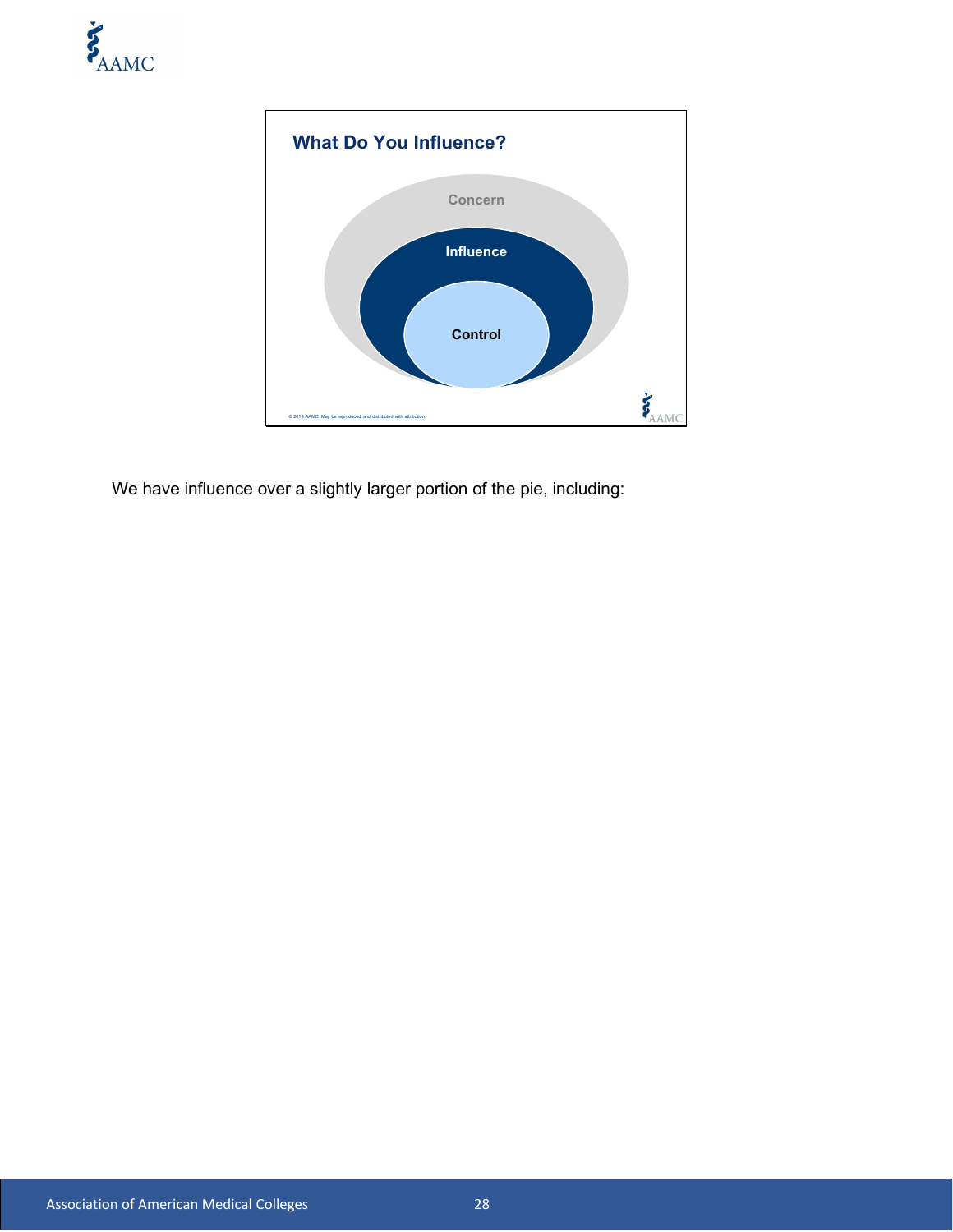## What Do You Influence?

Concern

Influence

Control

© 2019 AAMC. May be reproduced and distributed with attribution.

We have influence over a slightly larger portion of the pie, including: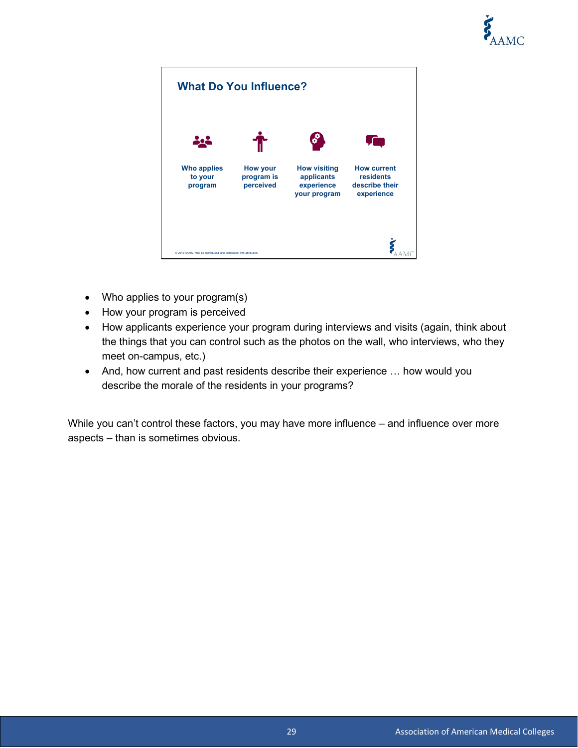## What Do You Influence?

- Who applies to your program
- How your program is perceived
- How visiting applicants experience your program
- How current residents describe their experience

© 2019 AAMC. May be reproduced and distributed with attribution.

- Who applies to your program(s)
- How your program is perceived
- How applicants experience your program during interviews and visits (again, think about the things that you can control such as the photos on the wall, who interviews, who they meet on-campus, etc.)
- And, how current and past residents describe their experience … how would you describe the morale of the residents in your programs?

While you can't control these factors, you may have more influence – and influence over more aspects – than is sometimes obvious.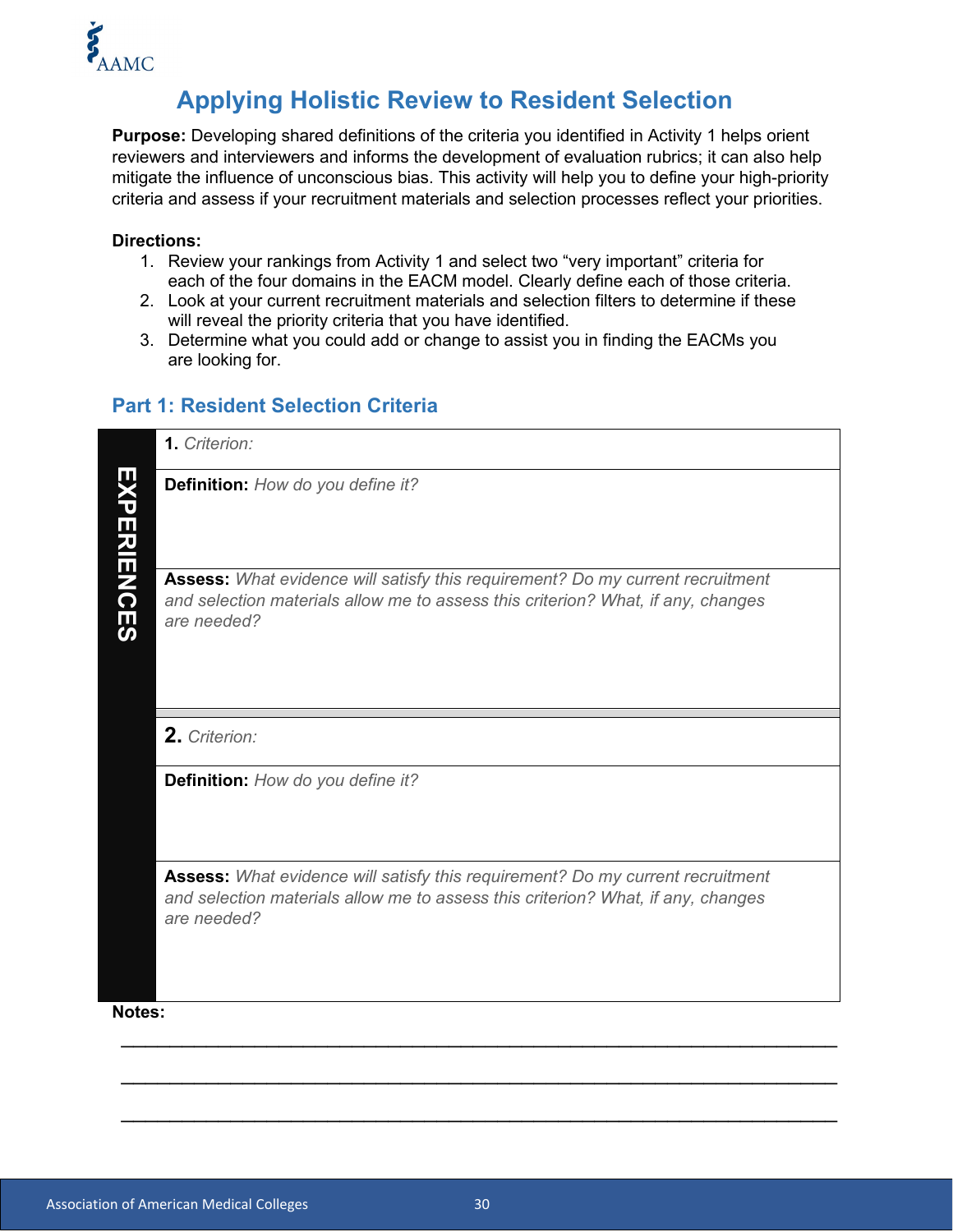# Applying Holistic Review to Resident Selection

**Purpose:** Developing shared definitions of the criteria you identified in Activity 1 helps orient reviewers and interviewers and informs the development of evaluation rubrics; it can also help mitigate the influence of unconscious bias. This activity will help you to define your high-priority criteria and assess if your recruitment materials and selection processes reflect your priorities.

**Directions:**

1. Review your rankings from Activity 1 and select two "very important" criteria for each of the four domains in the EACM model. Clearly define each of those criteria.
2. Look at your current recruitment materials and selection filters to determine if these will reveal the priority criteria that you have identified.
3. Determine what you could add or change to assist you in finding the EACMs you are looking for.

## Part 1: Resident Selection Criteria

| EXPERIENCES | |
|---|---|
| | **1.** *Criterion:* |
| | **Definition:** *How do you define it?* |
| | **Assess:** *What evidence will satisfy this requirement? Do my current recruitment and selection materials allow me to assess this criterion? What, if any, changes are needed?* |
| | **2.** *Criterion:* |
| | **Definition:** *How do you define it?* |
| | **Assess:** *What evidence will satisfy this requirement? Do my current recruitment and selection materials allow me to assess this criterion? What, if any, changes are needed?* |

**Notes:**

______________________________________________________________________

______________________________________________________________________

______________________________________________________________________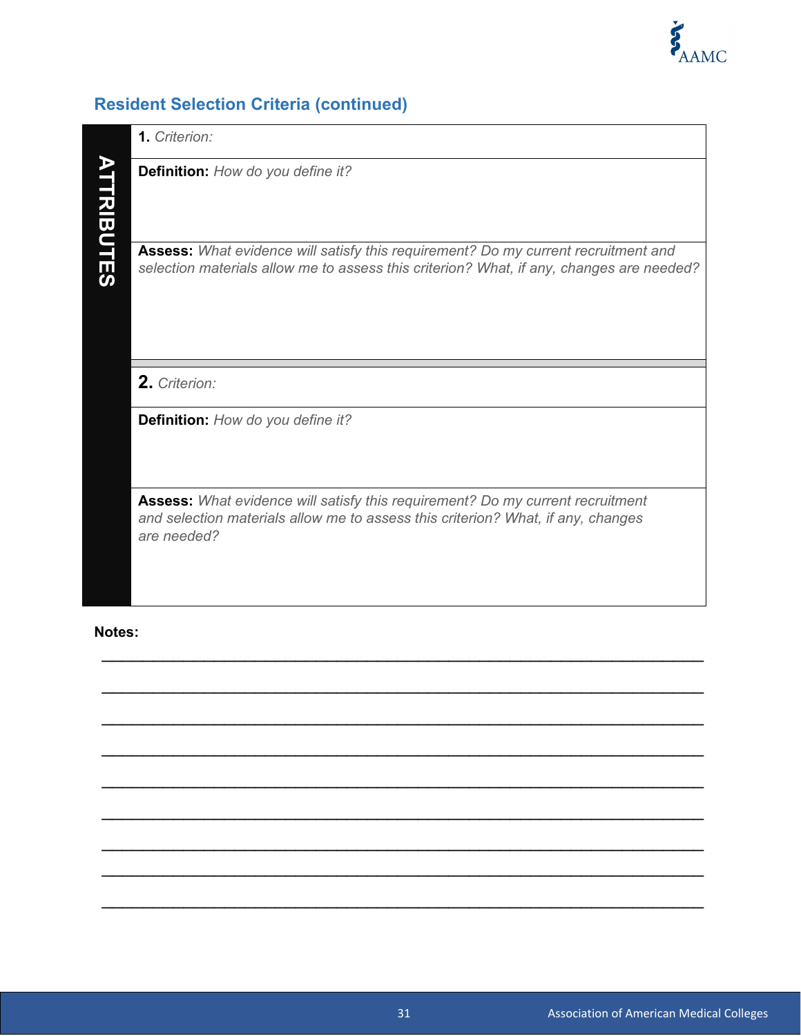## Resident Selection Criteria (continued)

**ATTRIBUTES**

**1.** *Criterion:*

**Definition:** *How do you define it?*

**Assess:** *What evidence will satisfy this requirement? Do my current recruitment and selection materials allow me to assess this criterion? What, if any, changes are needed?*

**2.** *Criterion:*

**Definition:** *How do you define it?*

**Assess:** *What evidence will satisfy this requirement? Do my current recruitment and selection materials allow me to assess this criterion? What, if any, changes are needed?*

**Notes:**

_______________________________________________________________

_______________________________________________________________

_______________________________________________________________

_______________________________________________________________

_______________________________________________________________

_______________________________________________________________

_______________________________________________________________

_______________________________________________________________

_______________________________________________________________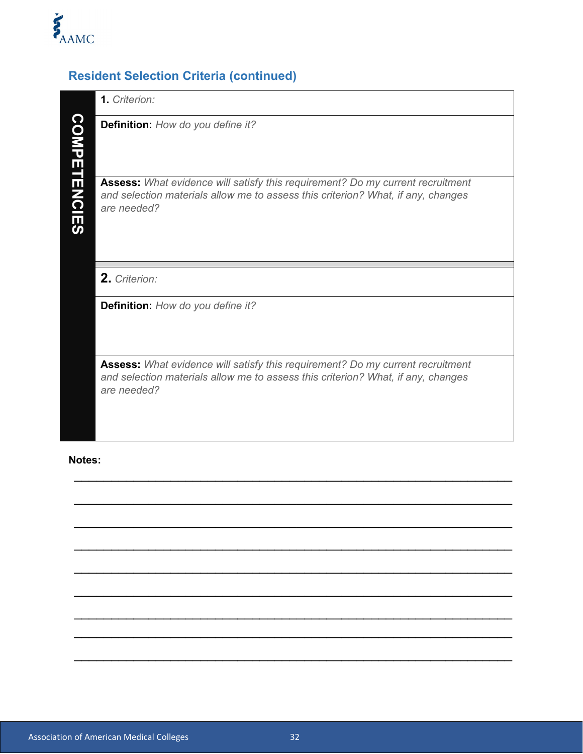## Resident Selection Criteria (continued)

**COMPETENCIES**

**1.** *Criterion:*

**Definition:** *How do you define it?*

**Assess:** *What evidence will satisfy this requirement? Do my current recruitment and selection materials allow me to assess this criterion? What, if any, changes are needed?*

**2.** *Criterion:*

**Definition:** *How do you define it?*

**Assess:** *What evidence will satisfy this requirement? Do my current recruitment and selection materials allow me to assess this criterion? What, if any, changes are needed?*

**Notes:**

\_\_\_\_\_\_\_\_\_\_\_\_\_\_\_\_\_\_\_\_\_\_\_\_\_\_\_\_\_\_\_\_\_\_\_\_\_\_\_\_\_\_\_\_\_\_\_\_\_\_\_\_\_\_\_\_\_\_\_\_\_\_\_\_\_\_\_\_\_\_

\_\_\_\_\_\_\_\_\_\_\_\_\_\_\_\_\_\_\_\_\_\_\_\_\_\_\_\_\_\_\_\_\_\_\_\_\_\_\_\_\_\_\_\_\_\_\_\_\_\_\_\_\_\_\_\_\_\_\_\_\_\_\_\_\_\_\_\_\_\_

\_\_\_\_\_\_\_\_\_\_\_\_\_\_\_\_\_\_\_\_\_\_\_\_\_\_\_\_\_\_\_\_\_\_\_\_\_\_\_\_\_\_\_\_\_\_\_\_\_\_\_\_\_\_\_\_\_\_\_\_\_\_\_\_\_\_\_\_\_\_

\_\_\_\_\_\_\_\_\_\_\_\_\_\_\_\_\_\_\_\_\_\_\_\_\_\_\_\_\_\_\_\_\_\_\_\_\_\_\_\_\_\_\_\_\_\_\_\_\_\_\_\_\_\_\_\_\_\_\_\_\_\_\_\_\_\_\_\_\_\_

\_\_\_\_\_\_\_\_\_\_\_\_\_\_\_\_\_\_\_\_\_\_\_\_\_\_\_\_\_\_\_\_\_\_\_\_\_\_\_\_\_\_\_\_\_\_\_\_\_\_\_\_\_\_\_\_\_\_\_\_\_\_\_\_\_\_\_\_\_\_

\_\_\_\_\_\_\_\_\_\_\_\_\_\_\_\_\_\_\_\_\_\_\_\_\_\_\_\_\_\_\_\_\_\_\_\_\_\_\_\_\_\_\_\_\_\_\_\_\_\_\_\_\_\_\_\_\_\_\_\_\_\_\_\_\_\_\_\_\_\_

\_\_\_\_\_\_\_\_\_\_\_\_\_\_\_\_\_\_\_\_\_\_\_\_\_\_\_\_\_\_\_\_\_\_\_\_\_\_\_\_\_\_\_\_\_\_\_\_\_\_\_\_\_\_\_\_\_\_\_\_\_\_\_\_\_\_\_\_\_\_

\_\_\_\_\_\_\_\_\_\_\_\_\_\_\_\_\_\_\_\_\_\_\_\_\_\_\_\_\_\_\_\_\_\_\_\_\_\_\_\_\_\_\_\_\_\_\_\_\_\_\_\_\_\_\_\_\_\_\_\_\_\_\_\_\_\_\_\_\_\_

\_\_\_\_\_\_\_\_\_\_\_\_\_\_\_\_\_\_\_\_\_\_\_\_\_\_\_\_\_\_\_\_\_\_\_\_\_\_\_\_\_\_\_\_\_\_\_\_\_\_\_\_\_\_\_\_\_\_\_\_\_\_\_\_\_\_\_\_\_\_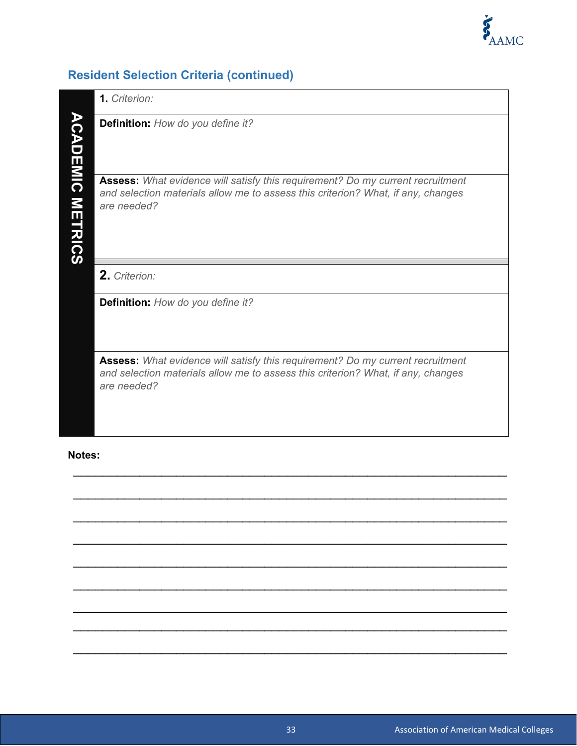## Resident Selection Criteria (continued)

| ACADEMIC METRICS | |
|---|---|
| | **1.** *Criterion:* |
| | **Definition:** *How do you define it?* |
| | **Assess:** *What evidence will satisfy this requirement? Do my current recruitment and selection materials allow me to assess this criterion? What, if any, changes are needed?* |
| | **2.** *Criterion:* |
| | **Definition:** *How do you define it?* |
| | **Assess:** *What evidence will satisfy this requirement? Do my current recruitment and selection materials allow me to assess this criterion? What, if any, changes are needed?* |

**Notes:**

_______________________________________________________________________

_______________________________________________________________________

_______________________________________________________________________

_______________________________________________________________________

_______________________________________________________________________

_______________________________________________________________________

_______________________________________________________________________

_______________________________________________________________________

_______________________________________________________________________